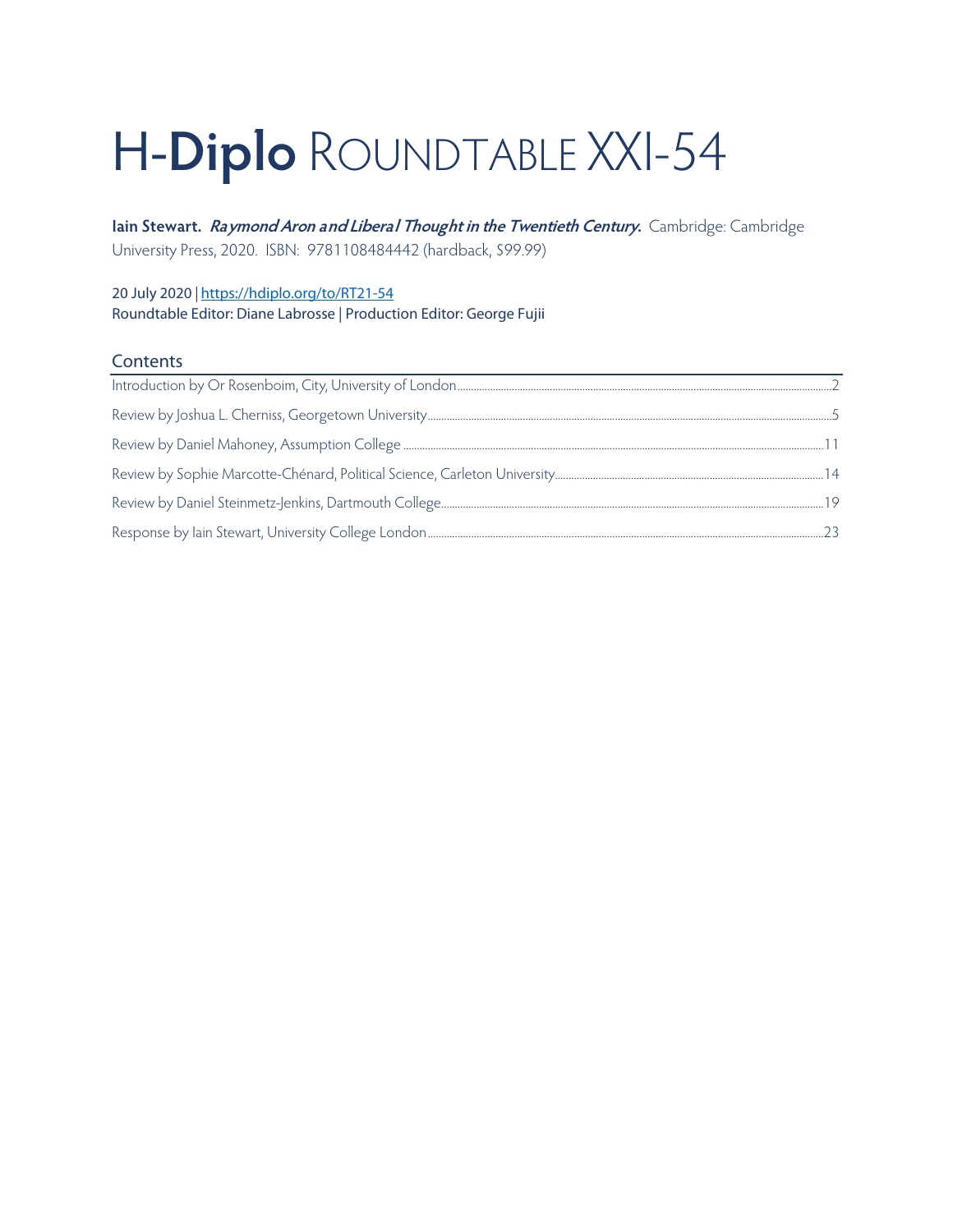# H-Diplo ROUNDTABLE XXI-54

**Iain Stewart.** ***Raymond Aron and Liberal Thought in the Twentieth Century.*** Cambridge: Cambridge University Press, 2020. ISBN: 9781108484442 (hardback, $99.99)

20 July 2020 | https://hdiplo.org/to/RT21-54
Roundtable Editor: Diane Labrosse | Production Editor: George Fujii

## Contents

Introduction by Or Rosenboim, City, University of London .......... 2
Review by Joshua L. Cherniss, Georgetown University .......... 5
Review by Daniel Mahoney, Assumption College .......... 11
Review by Sophie Marcotte-Chénard, Political Science, Carleton University .......... 14
Review by Daniel Steinmetz-Jenkins, Dartmouth College .......... 19
Response by Iain Stewart, University College London .......... 23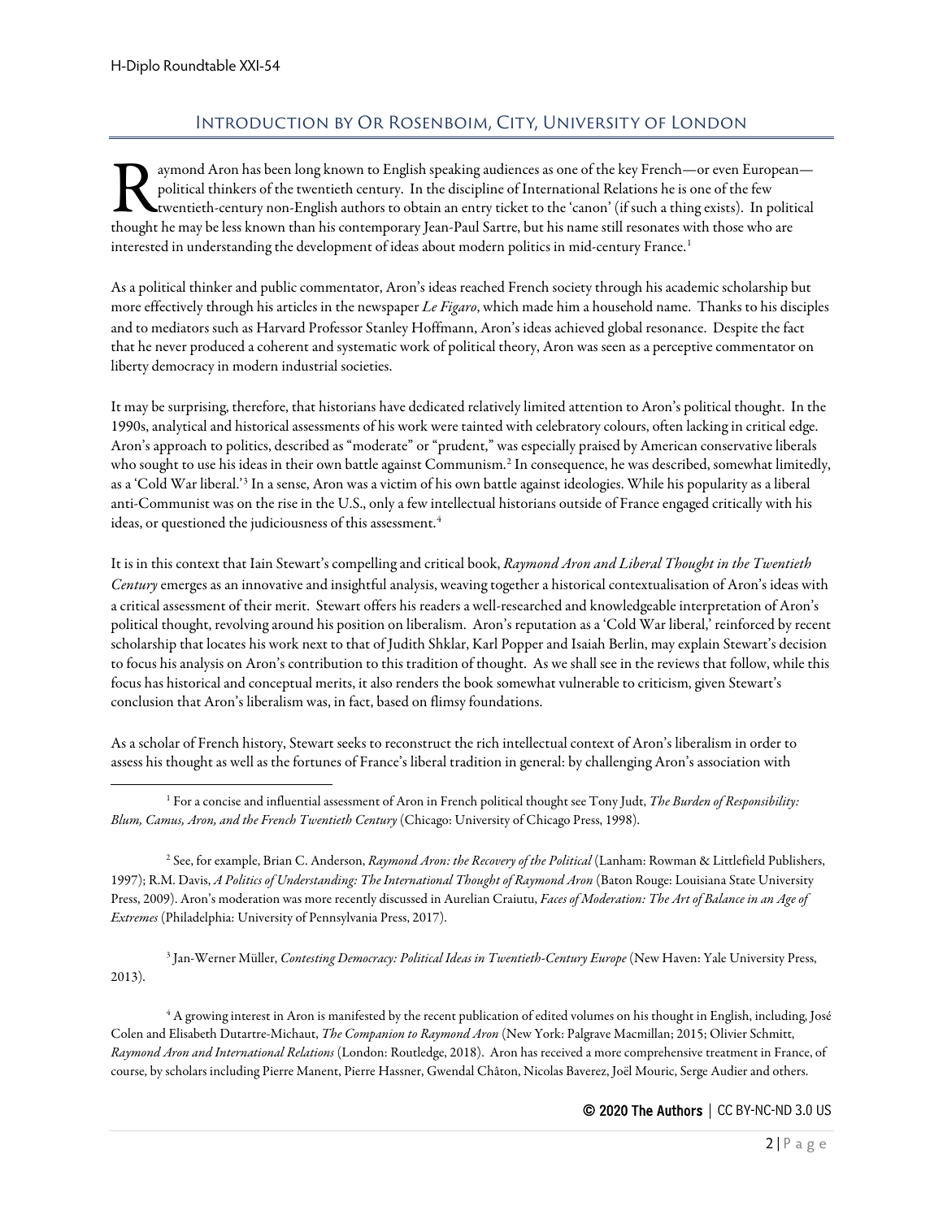## Introduction by Or Rosenboim, City, University of London

Raymond Aron has been long known to English speaking audiences as one of the key French—or even European—political thinkers of the twentieth century. In the discipline of International Relations he is one of the few twentieth-century non-English authors to obtain an entry ticket to the 'canon' (if such a thing exists). In political thought he may be less known than his contemporary Jean-Paul Sartre, but his name still resonates with those who are interested in understanding the development of ideas about modern politics in mid-century France.[1]

As a political thinker and public commentator, Aron's ideas reached French society through his academic scholarship but more effectively through his articles in the newspaper *Le Figaro*, which made him a household name. Thanks to his disciples and to mediators such as Harvard Professor Stanley Hoffmann, Aron's ideas achieved global resonance. Despite the fact that he never produced a coherent and systematic work of political theory, Aron was seen as a perceptive commentator on liberty democracy in modern industrial societies.

It may be surprising, therefore, that historians have dedicated relatively limited attention to Aron's political thought. In the 1990s, analytical and historical assessments of his work were tainted with celebratory colours, often lacking in critical edge. Aron's approach to politics, described as "moderate" or "prudent," was especially praised by American conservative liberals who sought to use his ideas in their own battle against Communism.[2] In consequence, he was described, somewhat limitedly, as a 'Cold War liberal.'[3] In a sense, Aron was a victim of his own battle against ideologies. While his popularity as a liberal anti-Communist was on the rise in the U.S., only a few intellectual historians outside of France engaged critically with his ideas, or questioned the judiciousness of this assessment.[4]

It is in this context that Iain Stewart's compelling and critical book, *Raymond Aron and Liberal Thought in the Twentieth Century* emerges as an innovative and insightful analysis, weaving together a historical contextualisation of Aron's ideas with a critical assessment of their merit. Stewart offers his readers a well-researched and knowledgeable interpretation of Aron's political thought, revolving around his position on liberalism. Aron's reputation as a 'Cold War liberal,' reinforced by recent scholarship that locates his work next to that of Judith Shklar, Karl Popper and Isaiah Berlin, may explain Stewart's decision to focus his analysis on Aron's contribution to this tradition of thought. As we shall see in the reviews that follow, while this focus has historical and conceptual merits, it also renders the book somewhat vulnerable to criticism, given Stewart's conclusion that Aron's liberalism was, in fact, based on flimsy foundations.

As a scholar of French history, Stewart seeks to reconstruct the rich intellectual context of Aron's liberalism in order to assess his thought as well as the fortunes of France's liberal tradition in general: by challenging Aron's association with

---

[1] For a concise and influential assessment of Aron in French political thought see Tony Judt, *The Burden of Responsibility: Blum, Camus, Aron, and the French Twentieth Century* (Chicago: University of Chicago Press, 1998).

[2] See, for example, Brian C. Anderson, *Raymond Aron: the Recovery of the Political* (Lanham: Rowman & Littlefield Publishers, 1997); R.M. Davis, *A Politics of Understanding: The International Thought of Raymond Aron* (Baton Rouge: Louisiana State University Press, 2009). Aron's moderation was more recently discussed in Aurelian Craiutu, *Faces of Moderation: The Art of Balance in an Age of Extremes* (Philadelphia: University of Pennsylvania Press, 2017).

[3] Jan-Werner Müller, *Contesting Democracy: Political Ideas in Twentieth-Century Europe* (New Haven: Yale University Press, 2013).

[4] A growing interest in Aron is manifested by the recent publication of edited volumes on his thought in English, including, José Colen and Elisabeth Dutartre-Michaut, *The Companion to Raymond Aron* (New York: Palgrave Macmillan; 2015; Olivier Schmitt, *Raymond Aron and International Relations* (London: Routledge, 2018). Aron has received a more comprehensive treatment in France, of course, by scholars including Pierre Manent, Pierre Hassner, Gwendal Châton, Nicolas Baverez, Joël Mouric, Serge Audier and others.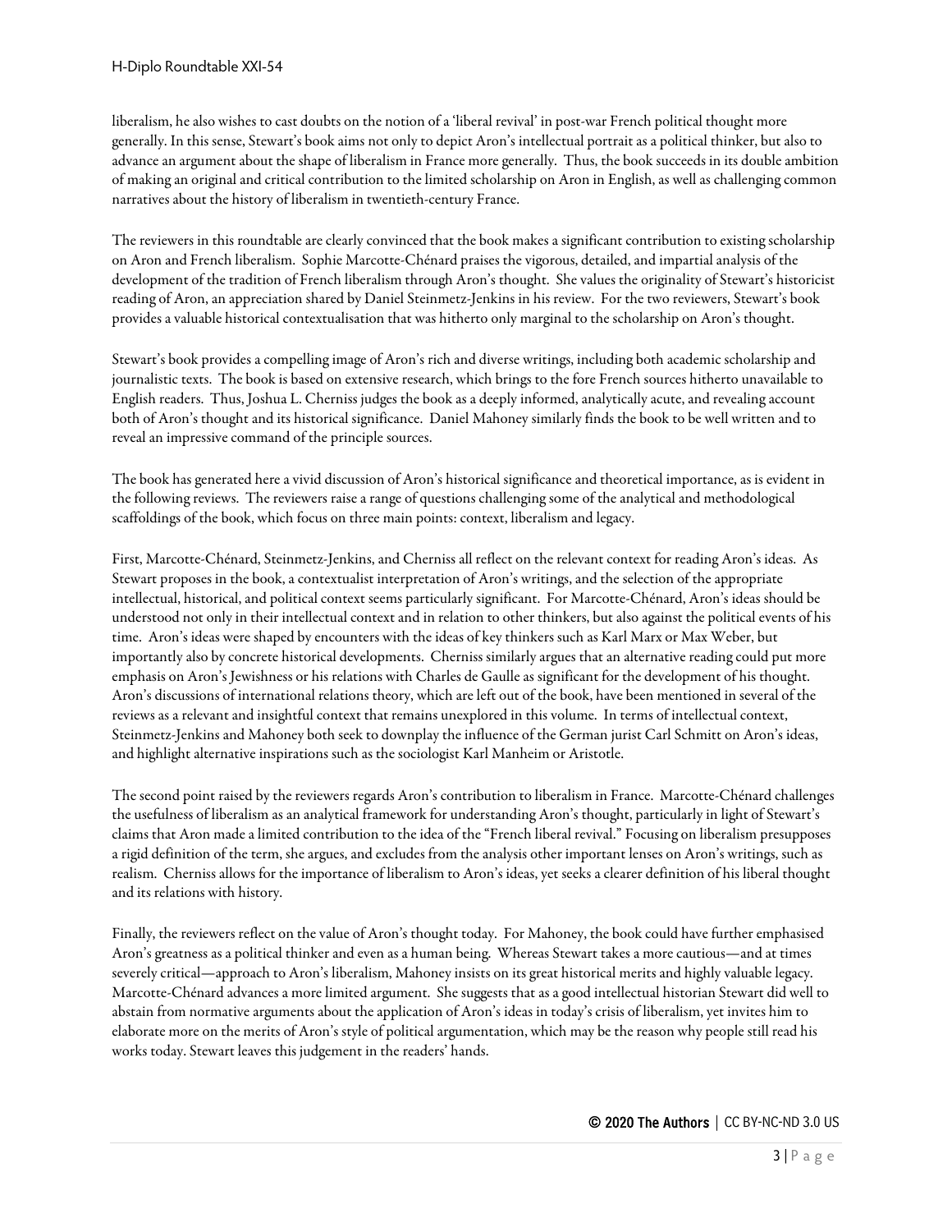liberalism, he also wishes to cast doubts on the notion of a 'liberal revival' in post-war French political thought more generally. In this sense, Stewart's book aims not only to depict Aron's intellectual portrait as a political thinker, but also to advance an argument about the shape of liberalism in France more generally. Thus, the book succeeds in its double ambition of making an original and critical contribution to the limited scholarship on Aron in English, as well as challenging common narratives about the history of liberalism in twentieth-century France.

The reviewers in this roundtable are clearly convinced that the book makes a significant contribution to existing scholarship on Aron and French liberalism. Sophie Marcotte-Chénard praises the vigorous, detailed, and impartial analysis of the development of the tradition of French liberalism through Aron's thought. She values the originality of Stewart's historicist reading of Aron, an appreciation shared by Daniel Steinmetz-Jenkins in his review. For the two reviewers, Stewart's book provides a valuable historical contextualisation that was hitherto only marginal to the scholarship on Aron's thought.

Stewart's book provides a compelling image of Aron's rich and diverse writings, including both academic scholarship and journalistic texts. The book is based on extensive research, which brings to the fore French sources hitherto unavailable to English readers. Thus, Joshua L. Cherniss judges the book as a deeply informed, analytically acute, and revealing account both of Aron's thought and its historical significance. Daniel Mahoney similarly finds the book to be well written and to reveal an impressive command of the principle sources.

The book has generated here a vivid discussion of Aron's historical significance and theoretical importance, as is evident in the following reviews. The reviewers raise a range of questions challenging some of the analytical and methodological scaffoldings of the book, which focus on three main points: context, liberalism and legacy.

First, Marcotte-Chénard, Steinmetz-Jenkins, and Cherniss all reflect on the relevant context for reading Aron's ideas. As Stewart proposes in the book, a contextualist interpretation of Aron's writings, and the selection of the appropriate intellectual, historical, and political context seems particularly significant. For Marcotte-Chénard, Aron's ideas should be understood not only in their intellectual context and in relation to other thinkers, but also against the political events of his time. Aron's ideas were shaped by encounters with the ideas of key thinkers such as Karl Marx or Max Weber, but importantly also by concrete historical developments. Cherniss similarly argues that an alternative reading could put more emphasis on Aron's Jewishness or his relations with Charles de Gaulle as significant for the development of his thought. Aron's discussions of international relations theory, which are left out of the book, have been mentioned in several of the reviews as a relevant and insightful context that remains unexplored in this volume. In terms of intellectual context, Steinmetz-Jenkins and Mahoney both seek to downplay the influence of the German jurist Carl Schmitt on Aron's ideas, and highlight alternative inspirations such as the sociologist Karl Manheim or Aristotle.

The second point raised by the reviewers regards Aron's contribution to liberalism in France. Marcotte-Chénard challenges the usefulness of liberalism as an analytical framework for understanding Aron's thought, particularly in light of Stewart's claims that Aron made a limited contribution to the idea of the "French liberal revival." Focusing on liberalism presupposes a rigid definition of the term, she argues, and excludes from the analysis other important lenses on Aron's writings, such as realism. Cherniss allows for the importance of liberalism to Aron's ideas, yet seeks a clearer definition of his liberal thought and its relations with history.

Finally, the reviewers reflect on the value of Aron's thought today. For Mahoney, the book could have further emphasised Aron's greatness as a political thinker and even as a human being. Whereas Stewart takes a more cautious—and at times severely critical—approach to Aron's liberalism, Mahoney insists on its great historical merits and highly valuable legacy. Marcotte-Chénard advances a more limited argument. She suggests that as a good intellectual historian Stewart did well to abstain from normative arguments about the application of Aron's ideas in today's crisis of liberalism, yet invites him to elaborate more on the merits of Aron's style of political argumentation, which may be the reason why people still read his works today. Stewart leaves this judgement in the readers' hands.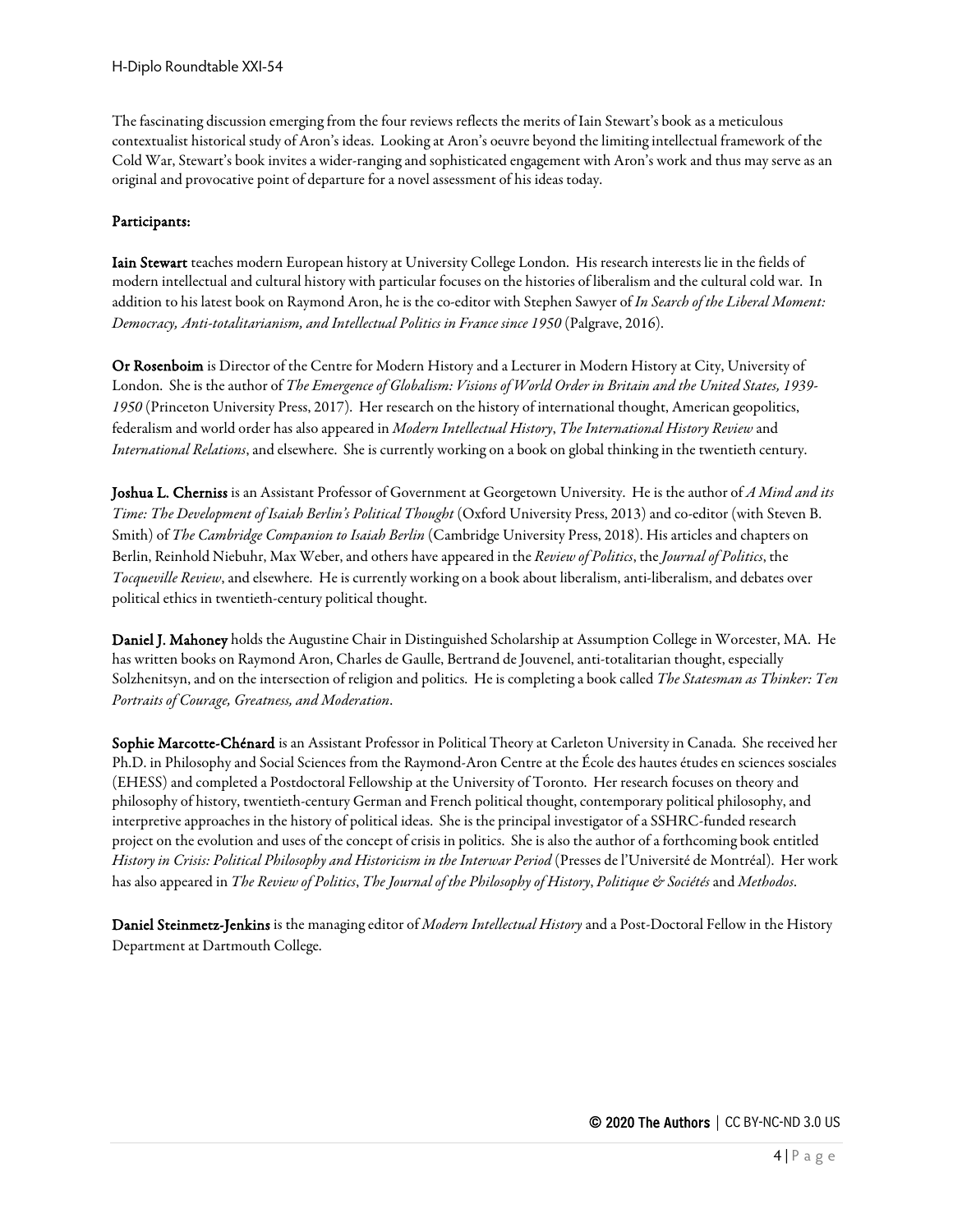The fascinating discussion emerging from the four reviews reflects the merits of Iain Stewart's book as a meticulous contextualist historical study of Aron's ideas. Looking at Aron's oeuvre beyond the limiting intellectual framework of the Cold War, Stewart's book invites a wider-ranging and sophisticated engagement with Aron's work and thus may serve as an original and provocative point of departure for a novel assessment of his ideas today.

**Participants:**

**Iain Stewart** teaches modern European history at University College London. His research interests lie in the fields of modern intellectual and cultural history with particular focuses on the histories of liberalism and the cultural cold war. In addition to his latest book on Raymond Aron, he is the co-editor with Stephen Sawyer of *In Search of the Liberal Moment: Democracy, Anti-totalitarianism, and Intellectual Politics in France since 1950* (Palgrave, 2016).

**Or Rosenboim** is Director of the Centre for Modern History and a Lecturer in Modern History at City, University of London. She is the author of *The Emergence of Globalism: Visions of World Order in Britain and the United States, 1939-1950* (Princeton University Press, 2017). Her research on the history of international thought, American geopolitics, federalism and world order has also appeared in *Modern Intellectual History*, *The International History Review* and *International Relations*, and elsewhere. She is currently working on a book on global thinking in the twentieth century.

**Joshua L. Cherniss** is an Assistant Professor of Government at Georgetown University. He is the author of *A Mind and its Time: The Development of Isaiah Berlin's Political Thought* (Oxford University Press, 2013) and co-editor (with Steven B. Smith) of *The Cambridge Companion to Isaiah Berlin* (Cambridge University Press, 2018). His articles and chapters on Berlin, Reinhold Niebuhr, Max Weber, and others have appeared in the *Review of Politics*, the *Journal of Politics*, the *Tocqueville Review*, and elsewhere. He is currently working on a book about liberalism, anti-liberalism, and debates over political ethics in twentieth-century political thought.

**Daniel J. Mahoney** holds the Augustine Chair in Distinguished Scholarship at Assumption College in Worcester, MA. He has written books on Raymond Aron, Charles de Gaulle, Bertrand de Jouvenel, anti-totalitarian thought, especially Solzhenitsyn, and on the intersection of religion and politics. He is completing a book called *The Statesman as Thinker: Ten Portraits of Courage, Greatness, and Moderation*.

**Sophie Marcotte-Chénard** is an Assistant Professor in Political Theory at Carleton University in Canada. She received her Ph.D. in Philosophy and Social Sciences from the Raymond-Aron Centre at the École des hautes études en sciences sosciales (EHESS) and completed a Postdoctoral Fellowship at the University of Toronto. Her research focuses on theory and philosophy of history, twentieth-century German and French political thought, contemporary political philosophy, and interpretive approaches in the history of political ideas. She is the principal investigator of a SSHRC-funded research project on the evolution and uses of the concept of crisis in politics. She is also the author of a forthcoming book entitled *History in Crisis: Political Philosophy and Historicism in the Interwar Period* (Presses de l'Université de Montréal). Her work has also appeared in *The Review of Politics*, *The Journal of the Philosophy of History*, *Politique & Sociétés* and *Methodos*.

**Daniel Steinmetz-Jenkins** is the managing editor of *Modern Intellectual History* and a Post-Doctoral Fellow in the History Department at Dartmouth College.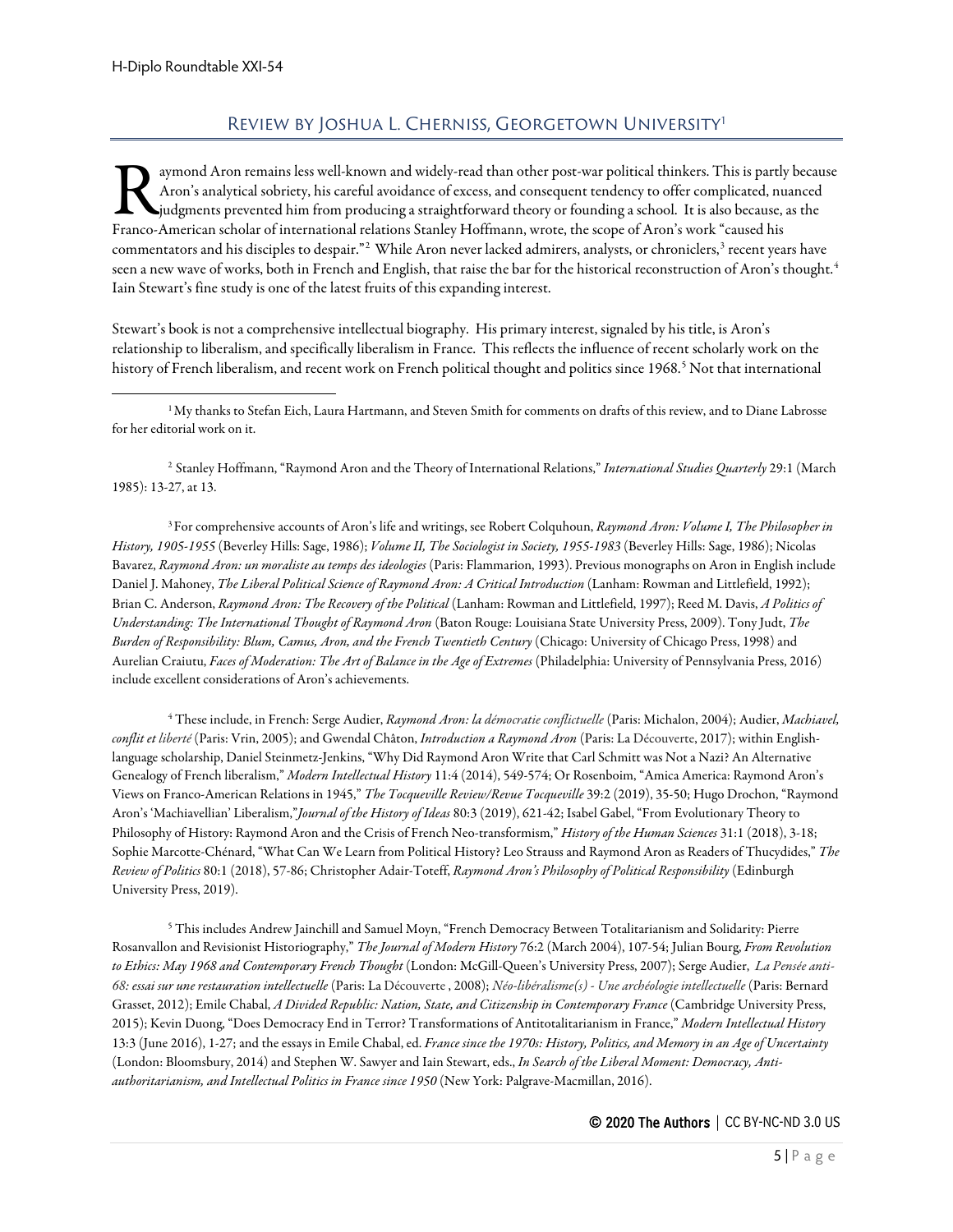## Review by Joshua L. Cherniss, Georgetown University[1]

Raymond Aron remains less well-known and widely-read than other post-war political thinkers. This is partly because Aron's analytical sobriety, his careful avoidance of excess, and consequent tendency to offer complicated, nuanced judgments prevented him from producing a straightforward theory or founding a school. It is also because, as the Franco-American scholar of international relations Stanley Hoffmann, wrote, the scope of Aron's work "caused his commentators and his disciples to despair."[2] While Aron never lacked admirers, analysts, or chroniclers,[3] recent years have seen a new wave of works, both in French and English, that raise the bar for the historical reconstruction of Aron's thought.[4] Iain Stewart's fine study is one of the latest fruits of this expanding interest.

Stewart's book is not a comprehensive intellectual biography. His primary interest, signaled by his title, is Aron's relationship to liberalism, and specifically liberalism in France. This reflects the influence of recent scholarly work on the history of French liberalism, and recent work on French political thought and politics since 1968.[5] Not that international

---

[1] My thanks to Stefan Eich, Laura Hartmann, and Steven Smith for comments on drafts of this review, and to Diane Labrosse for her editorial work on it.

[2] Stanley Hoffmann, "Raymond Aron and the Theory of International Relations," *International Studies Quarterly* 29:1 (March 1985): 13-27, at 13.

[3] For comprehensive accounts of Aron's life and writings, see Robert Colquhoun, *Raymond Aron: Volume I, The Philosopher in History, 1905-1955* (Beverley Hills: Sage, 1986); *Volume II, The Sociologist in Society, 1955-1983* (Beverley Hills: Sage, 1986); Nicolas Bavarez, *Raymond Aron: un moraliste au temps des ideologies* (Paris: Flammarion, 1993). Previous monographs on Aron in English include Daniel J. Mahoney, *The Liberal Political Science of Raymond Aron: A Critical Introduction* (Lanham: Rowman and Littlefield, 1992); Brian C. Anderson, *Raymond Aron: The Recovery of the Political* (Lanham: Rowman and Littlefield, 1997); Reed M. Davis, *A Politics of Understanding: The International Thought of Raymond Aron* (Baton Rouge: Louisiana State University Press, 2009). Tony Judt, *The Burden of Responsibility: Blum, Camus, Aron, and the French Twentieth Century* (Chicago: University of Chicago Press, 1998) and Aurelian Craiutu, *Faces of Moderation: The Art of Balance in the Age of Extremes* (Philadelphia: University of Pennsylvania Press, 2016) include excellent considerations of Aron's achievements.

[4] These include, in French: Serge Audier, *Raymond Aron: la démocratie conflictuelle* (Paris: Michalon, 2004); Audier, *Machiavel, conflit et liberté* (Paris: Vrin, 2005); and Gwendal Châton, *Introduction a Raymond Aron* (Paris: La Découverte, 2017); within English-language scholarship, Daniel Steinmetz-Jenkins, "Why Did Raymond Aron Write that Carl Schmitt was Not a Nazi? An Alternative Genealogy of French liberalism," *Modern Intellectual History* 11:4 (2014), 549-574; Or Rosenboim, "Amica America: Raymond Aron's Views on Franco-American Relations in 1945," *The Tocqueville Review/Revue Tocqueville* 39:2 (2019), 35-50; Hugo Drochon, "Raymond Aron's 'Machiavellian' Liberalism,"*Journal of the History of Ideas* 80:3 (2019), 621-42; Isabel Gabel, "From Evolutionary Theory to Philosophy of History: Raymond Aron and the Crisis of French Neo-transformism," *History of the Human Sciences* 31:1 (2018), 3-18; Sophie Marcotte-Chénard, "What Can We Learn from Political History? Leo Strauss and Raymond Aron as Readers of Thucydides," *The Review of Politics* 80:1 (2018), 57-86; Christopher Adair-Toteff, *Raymond Aron's Philosophy of Political Responsibility* (Edinburgh University Press, 2019).

[5] This includes Andrew Jainchill and Samuel Moyn, "French Democracy Between Totalitarianism and Solidarity: Pierre Rosanvallon and Revisionist Historiography," *The Journal of Modern History* 76:2 (March 2004), 107-54; Julian Bourg, *From Revolution to Ethics: May 1968 and Contemporary French Thought* (London: McGill-Queen's University Press, 2007); Serge Audier, *La Pensée anti-68: essai sur une restauration intellectuelle* (Paris: La Découverte , 2008); *Néo-libéralisme(s) - Une archéologie intellectuelle* (Paris: Bernard Grasset, 2012); Emile Chabal, *A Divided Republic: Nation, State, and Citizenship in Contemporary France* (Cambridge University Press, 2015); Kevin Duong, "Does Democracy End in Terror? Transformations of Antitotalitarianism in France," *Modern Intellectual History* 13:3 (June 2016), 1-27; and the essays in Emile Chabal, ed. *France since the 1970s: History, Politics, and Memory in an Age of Uncertainty* (London: Bloomsbury, 2014) and Stephen W. Sawyer and Iain Stewart, eds., *In Search of the Liberal Moment: Democracy, Anti-authoritarianism, and Intellectual Politics in France since 1950* (New York: Palgrave-Macmillan, 2016).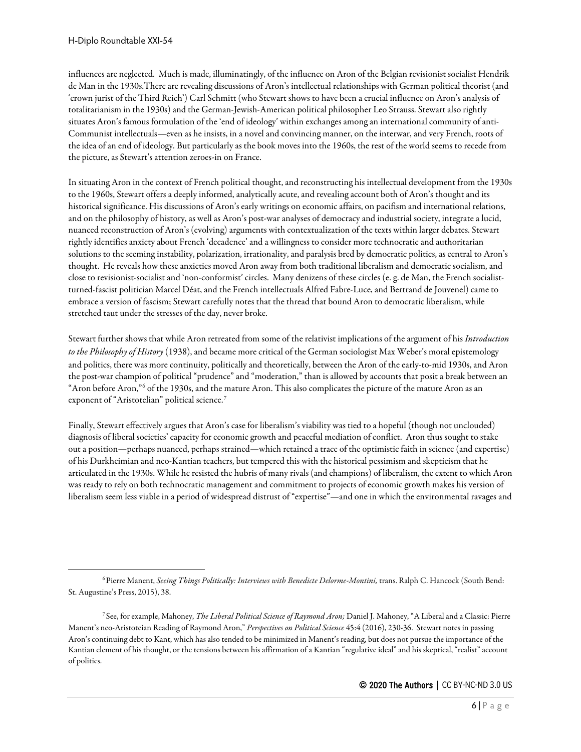influences are neglected. Much is made, illuminatingly, of the influence on Aron of the Belgian revisionist socialist Hendrik de Man in the 1930s.There are revealing discussions of Aron's intellectual relationships with German political theorist (and 'crown jurist of the Third Reich') Carl Schmitt (who Stewart shows to have been a crucial influence on Aron's analysis of totalitarianism in the 1930s) and the German-Jewish-American political philosopher Leo Strauss. Stewart also rightly situates Aron's famous formulation of the 'end of ideology' within exchanges among an international community of anti-Communist intellectuals—even as he insists, in a novel and convincing manner, on the interwar, and very French, roots of the idea of an end of ideology. But particularly as the book moves into the 1960s, the rest of the world seems to recede from the picture, as Stewart's attention zeroes-in on France.

In situating Aron in the context of French political thought, and reconstructing his intellectual development from the 1930s to the 1960s, Stewart offers a deeply informed, analytically acute, and revealing account both of Aron's thought and its historical significance. His discussions of Aron's early writings on economic affairs, on pacifism and international relations, and on the philosophy of history, as well as Aron's post-war analyses of democracy and industrial society, integrate a lucid, nuanced reconstruction of Aron's (evolving) arguments with contextualization of the texts within larger debates. Stewart rightly identifies anxiety about French 'decadence' and a willingness to consider more technocratic and authoritarian solutions to the seeming instability, polarization, irrationality, and paralysis bred by democratic politics, as central to Aron's thought. He reveals how these anxieties moved Aron away from both traditional liberalism and democratic socialism, and close to revisionist-socialist and 'non-conformist' circles. Many denizens of these circles (e. g. de Man, the French socialist-turned-fascist politician Marcel Déat, and the French intellectuals Alfred Fabre-Luce, and Bertrand de Jouvenel) came to embrace a version of fascism; Stewart carefully notes that the thread that bound Aron to democratic liberalism, while stretched taut under the stresses of the day, never broke.

Stewart further shows that while Aron retreated from some of the relativist implications of the argument of his *Introduction to the Philosophy of History* (1938), and became more critical of the German sociologist Max Weber's moral epistemology and politics, there was more continuity, politically and theoretically, between the Aron of the early-to-mid 1930s, and Aron the post-war champion of political "prudence" and "moderation," than is allowed by accounts that posit a break between an "Aron before Aron,"[6] of the 1930s, and the mature Aron. This also complicates the picture of the mature Aron as an exponent of "Aristotelian" political science.[7]

Finally, Stewart effectively argues that Aron's case for liberalism's viability was tied to a hopeful (though not unclouded) diagnosis of liberal societies' capacity for economic growth and peaceful mediation of conflict. Aron thus sought to stake out a position—perhaps nuanced, perhaps strained—which retained a trace of the optimistic faith in science (and expertise) of his Durkheimian and neo-Kantian teachers, but tempered this with the historical pessimism and skepticism that he articulated in the 1930s. While he resisted the hubris of many rivals (and champions) of liberalism, the extent to which Aron was ready to rely on both technocratic management and commitment to projects of economic growth makes his version of liberalism seem less viable in a period of widespread distrust of "expertise"—and one in which the environmental ravages and

---

[6] Pierre Manent, *Seeing Things Politically: Interviews with Benedicte Delorme-Montini,* trans. Ralph C. Hancock (South Bend: St. Augustine's Press, 2015), 38.

[7] See, for example, Mahoney, *The Liberal Political Science of Raymond Aron;* Daniel J. Mahoney, "A Liberal and a Classic: Pierre Manent's neo-Aristoteian Reading of Raymond Aron," *Perspectives on Political Science* 45:4 (2016), 230-36. Stewart notes in passing Aron's continuing debt to Kant, which has also tended to be minimized in Manent's reading, but does not pursue the importance of the Kantian element of his thought, or the tensions between his affirmation of a Kantian "regulative ideal" and his skeptical, "realist" account of politics.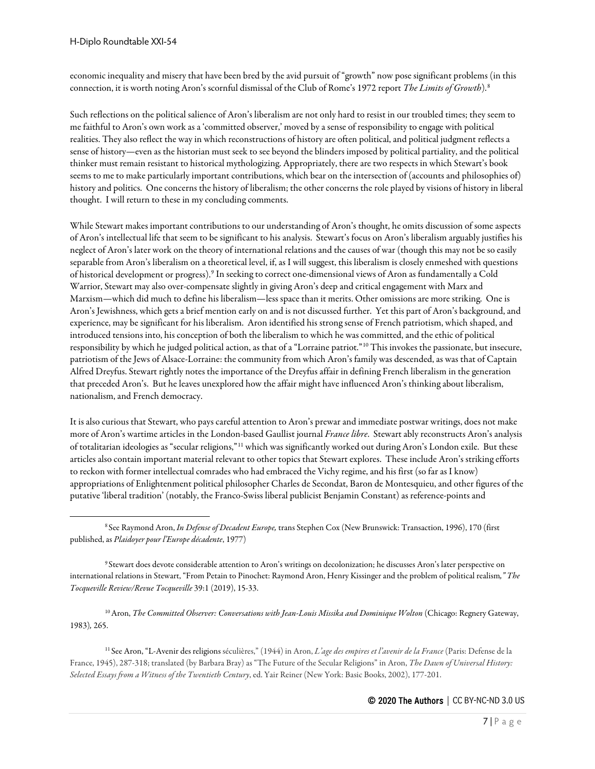economic inequality and misery that have been bred by the avid pursuit of "growth" now pose significant problems (in this connection, it is worth noting Aron's scornful dismissal of the Club of Rome's 1972 report *The Limits of Growth*).[8]

Such reflections on the political salience of Aron's liberalism are not only hard to resist in our troubled times; they seem to me faithful to Aron's own work as a 'committed observer,' moved by a sense of responsibility to engage with political realities. They also reflect the way in which reconstructions of history are often political, and political judgment reflects a sense of history—even as the historian must seek to see beyond the blinders imposed by political partiality, and the political thinker must remain resistant to historical mythologizing. Appropriately, there are two respects in which Stewart's book seems to me to make particularly important contributions, which bear on the intersection of (accounts and philosophies of) history and politics. One concerns the history of liberalism; the other concerns the role played by visions of history in liberal thought. I will return to these in my concluding comments.

While Stewart makes important contributions to our understanding of Aron's thought, he omits discussion of some aspects of Aron's intellectual life that seem to be significant to his analysis. Stewart's focus on Aron's liberalism arguably justifies his neglect of Aron's later work on the theory of international relations and the causes of war (though this may not be so easily separable from Aron's liberalism on a theoretical level, if, as I will suggest, this liberalism is closely enmeshed with questions of historical development or progress).[9] In seeking to correct one-dimensional views of Aron as fundamentally a Cold Warrior, Stewart may also over-compensate slightly in giving Aron's deep and critical engagement with Marx and Marxism—which did much to define his liberalism—less space than it merits. Other omissions are more striking. One is Aron's Jewishness, which gets a brief mention early on and is not discussed further. Yet this part of Aron's background, and experience, may be significant for his liberalism. Aron identified his strong sense of French patriotism, which shaped, and introduced tensions into, his conception of both the liberalism to which he was committed, and the ethic of political responsibility by which he judged political action, as that of a "Lorraine patriot."[10] This invokes the passionate, but insecure, patriotism of the Jews of Alsace-Lorraine: the community from which Aron's family was descended, as was that of Captain Alfred Dreyfus. Stewart rightly notes the importance of the Dreyfus affair in defining French liberalism in the generation that preceded Aron's. But he leaves unexplored how the affair might have influenced Aron's thinking about liberalism, nationalism, and French democracy.

It is also curious that Stewart, who pays careful attention to Aron's prewar and immediate postwar writings, does not make more of Aron's wartime articles in the London-based Gaullist journal *France libre*. Stewart ably reconstructs Aron's analysis of totalitarian ideologies as "secular religions,"[11] which was significantly worked out during Aron's London exile. But these articles also contain important material relevant to other topics that Stewart explores. These include Aron's striking efforts to reckon with former intellectual comrades who had embraced the Vichy regime, and his first (so far as I know) appropriations of Enlightenment political philosopher Charles de Secondat, Baron de Montesquieu, and other figures of the putative 'liberal tradition' (notably, the Franco-Swiss liberal publicist Benjamin Constant) as reference-points and

---

[8] See Raymond Aron, *In Defense of Decadent Europe,* trans Stephen Cox (New Brunswick: Transaction, 1996), 170 (first published, as *Plaidoyer pour l'Europe décadente*, 1977)

[9] Stewart does devote considerable attention to Aron's writings on decolonization; he discusses Aron's later perspective on international relations in Stewart, "From Petain to Pinochet: Raymond Aron, Henry Kissinger and the problem of political realism*," The Tocqueville Review/Revue Tocqueville* 39:1 (2019), 15-33.

[10] Aron, *The Committed Observer: Conversations with Jean-Louis Missika and Dominique Wolton* (Chicago: Regnery Gateway, 1983)*,* 265.

[11] See Aron, "L-Avenir des religions séculières," (1944) in Aron, *L'age des empires et l'avenir de la France* (Paris: Defense de la France, 1945), 287-318; translated (by Barbara Bray) as "The Future of the Secular Religions" in Aron, *The Dawn of Universal History: Selected Essays from a Witness of the Twentieth Century*, ed. Yair Reiner (New York: Basic Books, 2002), 177-201.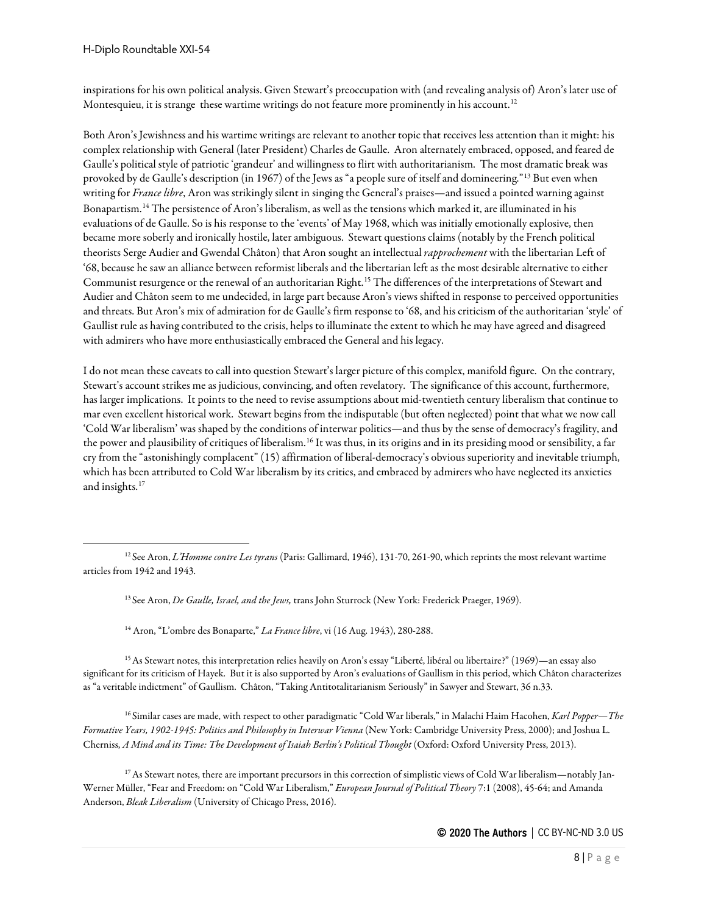inspirations for his own political analysis. Given Stewart's preoccupation with (and revealing analysis of) Aron's later use of Montesquieu, it is strange these wartime writings do not feature more prominently in his account.[12]

Both Aron's Jewishness and his wartime writings are relevant to another topic that receives less attention than it might: his complex relationship with General (later President) Charles de Gaulle. Aron alternately embraced, opposed, and feared de Gaulle's political style of patriotic 'grandeur' and willingness to flirt with authoritarianism. The most dramatic break was provoked by de Gaulle's description (in 1967) of the Jews as "a people sure of itself and domineering."[13] But even when writing for *France libre*, Aron was strikingly silent in singing the General's praises—and issued a pointed warning against Bonapartism.[14] The persistence of Aron's liberalism, as well as the tensions which marked it, are illuminated in his evaluations of de Gaulle. So is his response to the 'events' of May 1968, which was initially emotionally explosive, then became more soberly and ironically hostile, later ambiguous. Stewart questions claims (notably by the French political theorists Serge Audier and Gwendal Châton) that Aron sought an intellectual *rapprochement* with the libertarian Left of '68, because he saw an alliance between reformist liberals and the libertarian left as the most desirable alternative to either Communist resurgence or the renewal of an authoritarian Right.[15] The differences of the interpretations of Stewart and Audier and Châton seem to me undecided, in large part because Aron's views shifted in response to perceived opportunities and threats. But Aron's mix of admiration for de Gaulle's firm response to '68, and his criticism of the authoritarian 'style' of Gaullist rule as having contributed to the crisis, helps to illuminate the extent to which he may have agreed and disagreed with admirers who have more enthusiastically embraced the General and his legacy.

I do not mean these caveats to call into question Stewart's larger picture of this complex, manifold figure. On the contrary, Stewart's account strikes me as judicious, convincing, and often revelatory. The significance of this account, furthermore, has larger implications. It points to the need to revise assumptions about mid-twentieth century liberalism that continue to mar even excellent historical work. Stewart begins from the indisputable (but often neglected) point that what we now call 'Cold War liberalism' was shaped by the conditions of interwar politics—and thus by the sense of democracy's fragility, and the power and plausibility of critiques of liberalism.[16] It was thus, in its origins and in its presiding mood or sensibility, a far cry from the "astonishingly complacent" (15) affirmation of liberal-democracy's obvious superiority and inevitable triumph, which has been attributed to Cold War liberalism by its critics, and embraced by admirers who have neglected its anxieties and insights.[17]

---

[12] See Aron, *L'Homme contre Les tyrans* (Paris: Gallimard, 1946), 131-70, 261-90, which reprints the most relevant wartime articles from 1942 and 1943.

[13] See Aron, *De Gaulle, Israel, and the Jews,* trans John Sturrock (New York: Frederick Praeger, 1969).

[14] Aron, "L'ombre des Bonaparte," *La France libre*, vi (16 Aug. 1943), 280-288.

[15] As Stewart notes, this interpretation relies heavily on Aron's essay "Liberté, libéral ou libertaire?" (1969)—an essay also significant for its criticism of Hayek. But it is also supported by Aron's evaluations of Gaullism in this period, which Châton characterizes as "a veritable indictment" of Gaullism. Châton, "Taking Antitotalitarianism Seriously" in Sawyer and Stewart, 36 n.33.

[16] Similar cases are made, with respect to other paradigmatic "Cold War liberals," in Malachi Haim Hacohen, *Karl Popper—The Formative Years, 1902-1945: Politics and Philosophy in Interwar Vienna* (New York: Cambridge University Press, 2000); and Joshua L. Cherniss, *A Mind and its Time: The Development of Isaiah Berlin's Political Thought* (Oxford: Oxford University Press, 2013).

[17] As Stewart notes, there are important precursors in this correction of simplistic views of Cold War liberalism—notably Jan-Werner Müller, "Fear and Freedom: on "Cold War Liberalism," *European Journal of Political Theory* 7:1 (2008), 45-64; and Amanda Anderson, *Bleak Liberalism* (University of Chicago Press, 2016).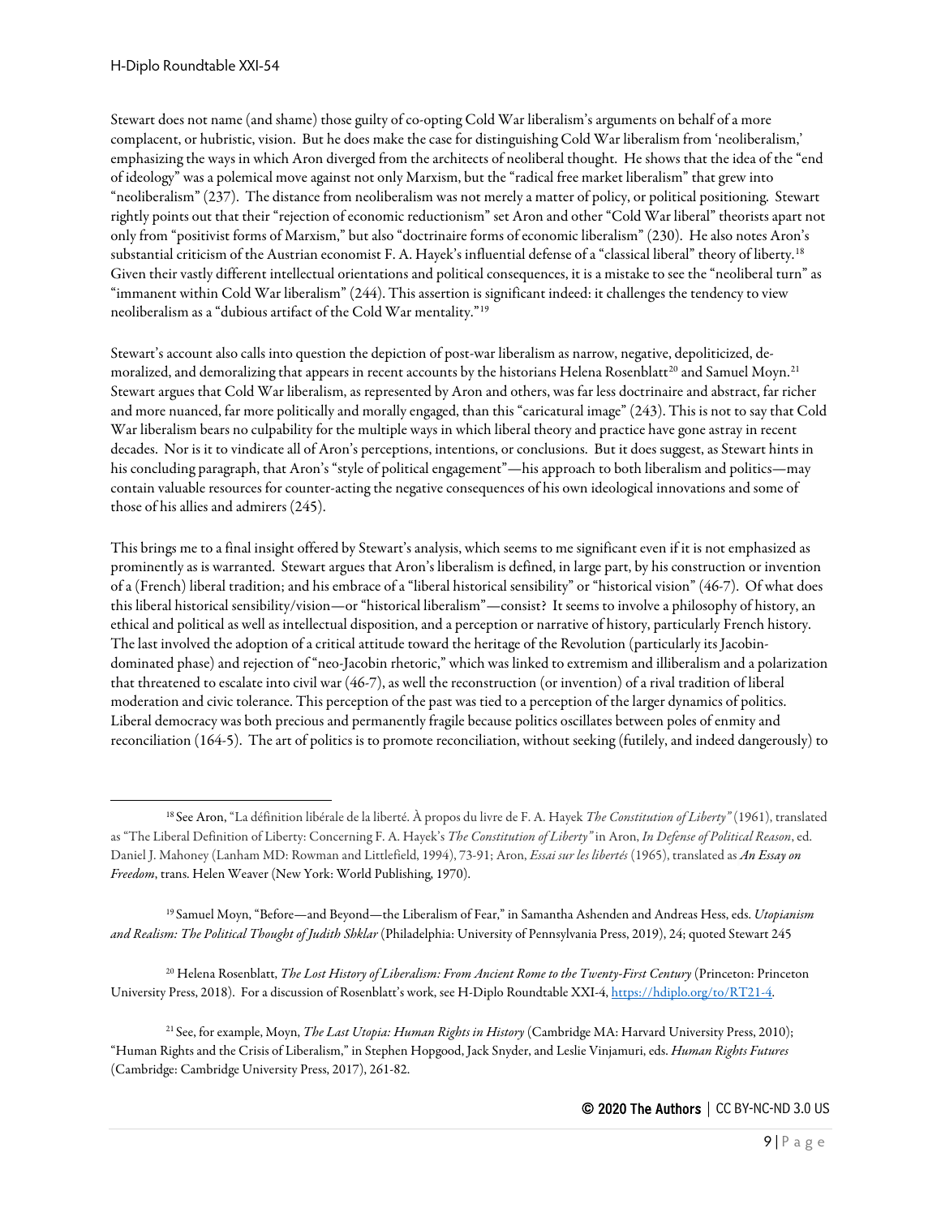Stewart does not name (and shame) those guilty of co-opting Cold War liberalism's arguments on behalf of a more complacent, or hubristic, vision. But he does make the case for distinguishing Cold War liberalism from 'neoliberalism,' emphasizing the ways in which Aron diverged from the architects of neoliberal thought. He shows that the idea of the "end of ideology" was a polemical move against not only Marxism, but the "radical free market liberalism" that grew into "neoliberalism" (237). The distance from neoliberalism was not merely a matter of policy, or political positioning. Stewart rightly points out that their "rejection of economic reductionism" set Aron and other "Cold War liberal" theorists apart not only from "positivist forms of Marxism," but also "doctrinaire forms of economic liberalism" (230). He also notes Aron's substantial criticism of the Austrian economist F. A. Hayek's influential defense of a "classical liberal" theory of liberty.[18] Given their vastly different intellectual orientations and political consequences, it is a mistake to see the "neoliberal turn" as "immanent within Cold War liberalism" (244). This assertion is significant indeed: it challenges the tendency to view neoliberalism as a "dubious artifact of the Cold War mentality."[19]

Stewart's account also calls into question the depiction of post-war liberalism as narrow, negative, depoliticized, de-moralized, and demoralizing that appears in recent accounts by the historians Helena Rosenblatt[20] and Samuel Moyn.[21] Stewart argues that Cold War liberalism, as represented by Aron and others, was far less doctrinaire and abstract, far richer and more nuanced, far more politically and morally engaged, than this "caricatural image" (243). This is not to say that Cold War liberalism bears no culpability for the multiple ways in which liberal theory and practice have gone astray in recent decades. Nor is it to vindicate all of Aron's perceptions, intentions, or conclusions. But it does suggest, as Stewart hints in his concluding paragraph, that Aron's "style of political engagement"—his approach to both liberalism and politics—may contain valuable resources for counter-acting the negative consequences of his own ideological innovations and some of those of his allies and admirers (245).

This brings me to a final insight offered by Stewart's analysis, which seems to me significant even if it is not emphasized as prominently as is warranted. Stewart argues that Aron's liberalism is defined, in large part, by his construction or invention of a (French) liberal tradition; and his embrace of a "liberal historical sensibility" or "historical vision" (46-7). Of what does this liberal historical sensibility/vision—or "historical liberalism"—consist? It seems to involve a philosophy of history, an ethical and political as well as intellectual disposition, and a perception or narrative of history, particularly French history. The last involved the adoption of a critical attitude toward the heritage of the Revolution (particularly its Jacobin-dominated phase) and rejection of "neo-Jacobin rhetoric," which was linked to extremism and illiberalism and a polarization that threatened to escalate into civil war (46-7), as well the reconstruction (or invention) of a rival tradition of liberal moderation and civic tolerance. This perception of the past was tied to a perception of the larger dynamics of politics. Liberal democracy was both precious and permanently fragile because politics oscillates between poles of enmity and reconciliation (164-5). The art of politics is to promote reconciliation, without seeking (futilely, and indeed dangerously) to

---

[18] See Aron, "La définition libérale de la liberté. À propos du livre de F. A. Hayek *The Constitution of Liberty"* (1961), translated as "The Liberal Definition of Liberty: Concerning F. A. Hayek's *The Constitution of Liberty"* in Aron, *In Defense of Political Reason*, ed. Daniel J. Mahoney (Lanham MD: Rowman and Littlefield, 1994), 73-91; Aron, *Essai sur les libertés* (1965), translated as *An Essay on Freedom*, trans. Helen Weaver (New York: World Publishing, 1970).

[19] Samuel Moyn, "Before—and Beyond—the Liberalism of Fear," in Samantha Ashenden and Andreas Hess, eds. *Utopianism and Realism: The Political Thought of Judith Shklar* (Philadelphia: University of Pennsylvania Press, 2019), 24; quoted Stewart 245

[20] Helena Rosenblatt, *The Lost History of Liberalism: From Ancient Rome to the Twenty-First Century* (Princeton: Princeton University Press, 2018). For a discussion of Rosenblatt's work, see H-Diplo Roundtable XXI-4, https://hdiplo.org/to/RT21-4.

[21] See, for example, Moyn, *The Last Utopia: Human Rights in History* (Cambridge MA: Harvard University Press, 2010); "Human Rights and the Crisis of Liberalism," in Stephen Hopgood, Jack Snyder, and Leslie Vinjamuri, eds. *Human Rights Futures* (Cambridge: Cambridge University Press, 2017), 261-82.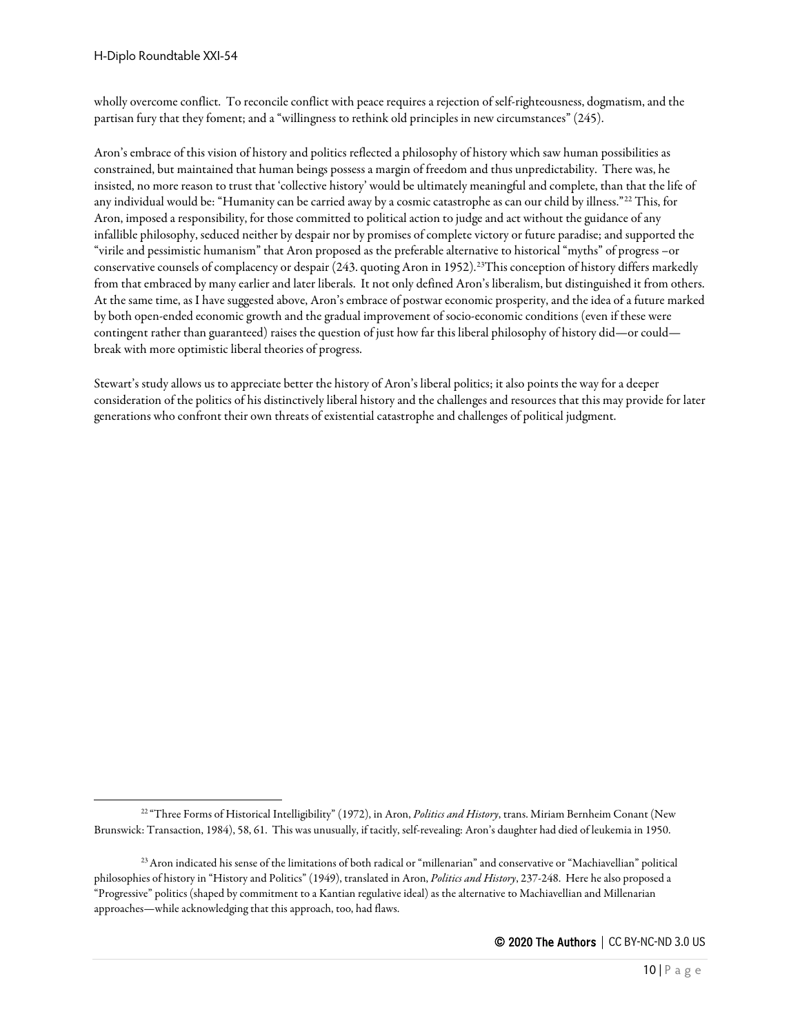wholly overcome conflict. To reconcile conflict with peace requires a rejection of self-righteousness, dogmatism, and the partisan fury that they foment; and a "willingness to rethink old principles in new circumstances" (245).

Aron's embrace of this vision of history and politics reflected a philosophy of history which saw human possibilities as constrained, but maintained that human beings possess a margin of freedom and thus unpredictability. There was, he insisted, no more reason to trust that 'collective history' would be ultimately meaningful and complete, than that the life of any individual would be: "Humanity can be carried away by a cosmic catastrophe as can our child by illness."[22] This, for Aron, imposed a responsibility, for those committed to political action to judge and act without the guidance of any infallible philosophy, seduced neither by despair nor by promises of complete victory or future paradise; and supported the "virile and pessimistic humanism" that Aron proposed as the preferable alternative to historical "myths" of progress –or conservative counsels of complacency or despair (243. quoting Aron in 1952).[23]This conception of history differs markedly from that embraced by many earlier and later liberals. It not only defined Aron's liberalism, but distinguished it from others. At the same time, as I have suggested above, Aron's embrace of postwar economic prosperity, and the idea of a future marked by both open-ended economic growth and the gradual improvement of socio-economic conditions (even if these were contingent rather than guaranteed) raises the question of just how far this liberal philosophy of history did—or could—break with more optimistic liberal theories of progress.

Stewart's study allows us to appreciate better the history of Aron's liberal politics; it also points the way for a deeper consideration of the politics of his distinctively liberal history and the challenges and resources that this may provide for later generations who confront their own threats of existential catastrophe and challenges of political judgment.

---

[22] "Three Forms of Historical Intelligibility" (1972), in Aron, *Politics and History*, trans. Miriam Bernheim Conant (New Brunswick: Transaction, 1984), 58, 61. This was unusually, if tacitly, self-revealing: Aron's daughter had died of leukemia in 1950.

[23] Aron indicated his sense of the limitations of both radical or "millenarian" and conservative or "Machiavellian" political philosophies of history in "History and Politics" (1949), translated in Aron, *Politics and History*, 237-248. Here he also proposed a "Progressive" politics (shaped by commitment to a Kantian regulative ideal) as the alternative to Machiavellian and Millenarian approaches—while acknowledging that this approach, too, had flaws.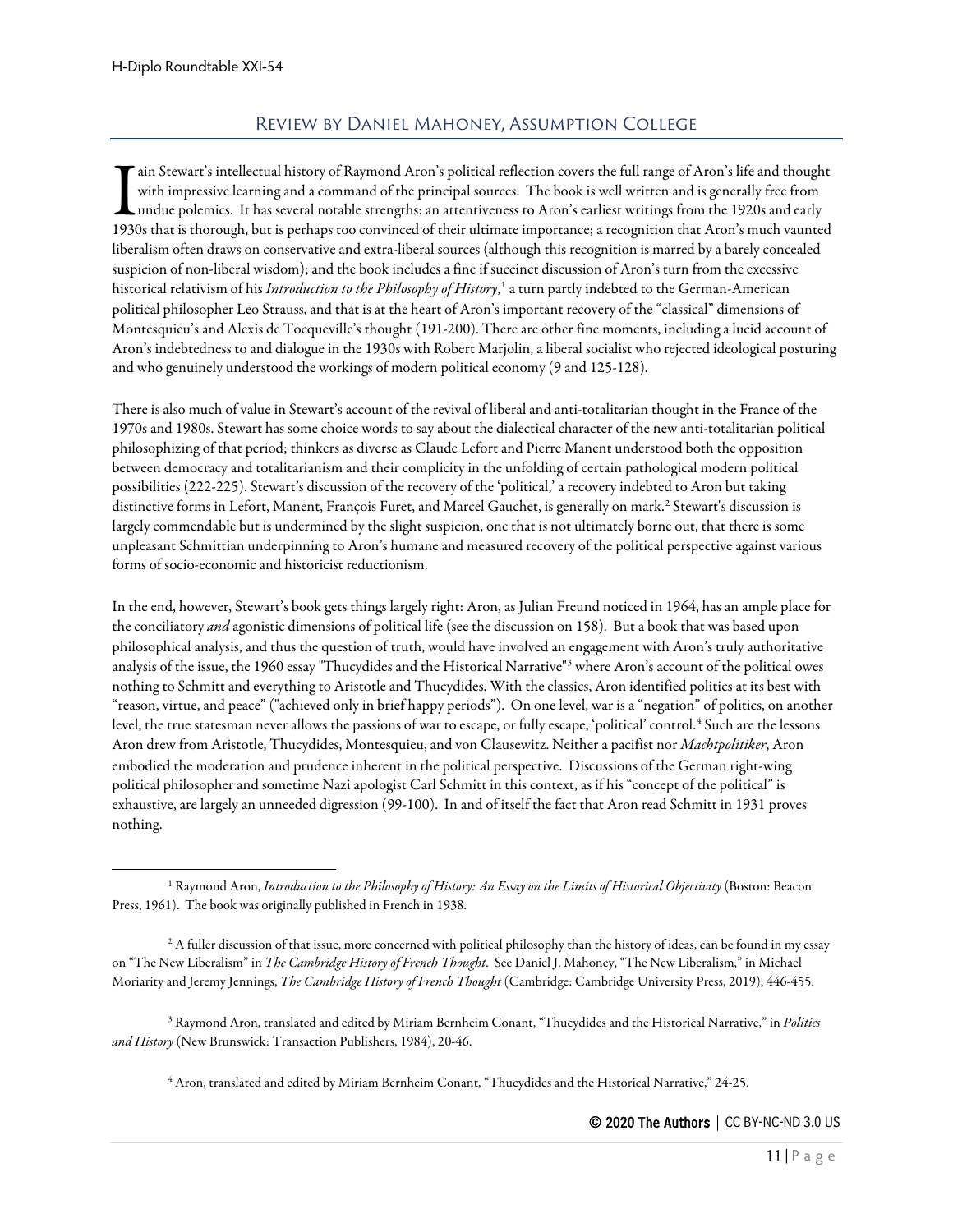## Review by Daniel Mahoney, Assumption College

Iain Stewart's intellectual history of Raymond Aron's political reflection covers the full range of Aron's life and thought with impressive learning and a command of the principal sources. The book is well written and is generally free from undue polemics. It has several notable strengths: an attentiveness to Aron's earliest writings from the 1920s and early 1930s that is thorough, but is perhaps too convinced of their ultimate importance; a recognition that Aron's much vaunted liberalism often draws on conservative and extra-liberal sources (although this recognition is marred by a barely concealed suspicion of non-liberal wisdom); and the book includes a fine if succinct discussion of Aron's turn from the excessive historical relativism of his *Introduction to the Philosophy of History*,[1] a turn partly indebted to the German-American political philosopher Leo Strauss, and that is at the heart of Aron's important recovery of the "classical" dimensions of Montesquieu's and Alexis de Tocqueville's thought (191-200). There are other fine moments, including a lucid account of Aron's indebtedness to and dialogue in the 1930s with Robert Marjolin, a liberal socialist who rejected ideological posturing and who genuinely understood the workings of modern political economy (9 and 125-128).

There is also much of value in Stewart's account of the revival of liberal and anti-totalitarian thought in the France of the 1970s and 1980s. Stewart has some choice words to say about the dialectical character of the new anti-totalitarian political philosophizing of that period; thinkers as diverse as Claude Lefort and Pierre Manent understood both the opposition between democracy and totalitarianism and their complicity in the unfolding of certain pathological modern political possibilities (222-225). Stewart's discussion of the recovery of the 'political,' a recovery indebted to Aron but taking distinctive forms in Lefort, Manent, François Furet, and Marcel Gauchet, is generally on mark.[2] Stewart's discussion is largely commendable but is undermined by the slight suspicion, one that is not ultimately borne out, that there is some unpleasant Schmittian underpinning to Aron's humane and measured recovery of the political perspective against various forms of socio-economic and historicist reductionism.

In the end, however, Stewart's book gets things largely right: Aron, as Julian Freund noticed in 1964, has an ample place for the conciliatory *and* agonistic dimensions of political life (see the discussion on 158). But a book that was based upon philosophical analysis, and thus the question of truth, would have involved an engagement with Aron's truly authoritative analysis of the issue, the 1960 essay "Thucydides and the Historical Narrative"[3] where Aron's account of the political owes nothing to Schmitt and everything to Aristotle and Thucydides. With the classics, Aron identified politics at its best with "reason, virtue, and peace" ("achieved only in brief happy periods"). On one level, war is a "negation" of politics, on another level, the true statesman never allows the passions of war to escape, or fully escape, 'political' control.[4] Such are the lessons Aron drew from Aristotle, Thucydides, Montesquieu, and von Clausewitz. Neither a pacifist nor *Machtpolitiker*, Aron embodied the moderation and prudence inherent in the political perspective. Discussions of the German right-wing political philosopher and sometime Nazi apologist Carl Schmitt in this context, as if his "concept of the political" is exhaustive, are largely an unneeded digression (99-100). In and of itself the fact that Aron read Schmitt in 1931 proves nothing.

---

[1] Raymond Aron, *Introduction to the Philosophy of History: An Essay on the Limits of Historical Objectivity* (Boston: Beacon Press, 1961). The book was originally published in French in 1938.

[2] A fuller discussion of that issue, more concerned with political philosophy than the history of ideas, can be found in my essay on "The New Liberalism" in *The Cambridge History of French Thought*. See Daniel J. Mahoney, "The New Liberalism," in Michael Moriarity and Jeremy Jennings, *The Cambridge History of French Thought* (Cambridge: Cambridge University Press, 2019), 446-455.

[3] Raymond Aron, translated and edited by Miriam Bernheim Conant, "Thucydides and the Historical Narrative," in *Politics and History* (New Brunswick: Transaction Publishers, 1984), 20-46.

[4] Aron, translated and edited by Miriam Bernheim Conant, "Thucydides and the Historical Narrative," 24-25.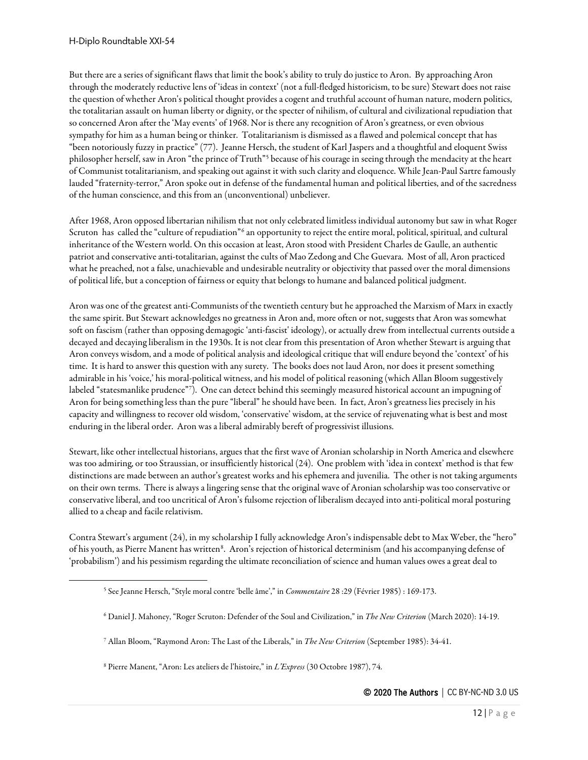But there are a series of significant flaws that limit the book's ability to truly do justice to Aron. By approaching Aron through the moderately reductive lens of 'ideas in context' (not a full-fledged historicism, to be sure) Stewart does not raise the question of whether Aron's political thought provides a cogent and truthful account of human nature, modern politics, the totalitarian assault on human liberty or dignity, or the specter of nihilism, of cultural and civilizational repudiation that so concerned Aron after the 'May events' of 1968. Nor is there any recognition of Aron's greatness, or even obvious sympathy for him as a human being or thinker. Totalitarianism is dismissed as a flawed and polemical concept that has "been notoriously fuzzy in practice" (77). Jeanne Hersch, the student of Karl Jaspers and a thoughtful and eloquent Swiss philosopher herself, saw in Aron "the prince of Truth"[5] because of his courage in seeing through the mendacity at the heart of Communist totalitarianism, and speaking out against it with such clarity and eloquence. While Jean-Paul Sartre famously lauded "fraternity-terror," Aron spoke out in defense of the fundamental human and political liberties, and of the sacredness of the human conscience, and this from an (unconventional) unbeliever.

After 1968, Aron opposed libertarian nihilism that not only celebrated limitless individual autonomy but saw in what Roger Scruton has called the "culture of repudiation"[6] an opportunity to reject the entire moral, political, spiritual, and cultural inheritance of the Western world. On this occasion at least, Aron stood with President Charles de Gaulle, an authentic patriot and conservative anti-totalitarian, against the cults of Mao Zedong and Che Guevara. Most of all, Aron practiced what he preached, not a false, unachievable and undesirable neutrality or objectivity that passed over the moral dimensions of political life, but a conception of fairness or equity that belongs to humane and balanced political judgment.

Aron was one of the greatest anti-Communists of the twentieth century but he approached the Marxism of Marx in exactly the same spirit. But Stewart acknowledges no greatness in Aron and, more often or not, suggests that Aron was somewhat soft on fascism (rather than opposing demagogic 'anti-fascist' ideology), or actually drew from intellectual currents outside a decayed and decaying liberalism in the 1930s. It is not clear from this presentation of Aron whether Stewart is arguing that Aron conveys wisdom, and a mode of political analysis and ideological critique that will endure beyond the 'context' of his time. It is hard to answer this question with any surety. The books does not laud Aron, nor does it present something admirable in his 'voice,' his moral-political witness, and his model of political reasoning (which Allan Bloom suggestively labeled "statesmanlike prudence"[7]). One can detect behind this seemingly measured historical account an impugning of Aron for being something less than the pure "liberal" he should have been. In fact, Aron's greatness lies precisely in his capacity and willingness to recover old wisdom, 'conservative' wisdom, at the service of rejuvenating what is best and most enduring in the liberal order. Aron was a liberal admirably bereft of progressivist illusions.

Stewart, like other intellectual historians, argues that the first wave of Aronian scholarship in North America and elsewhere was too admiring, or too Straussian, or insufficiently historical (24). One problem with 'idea in context' method is that few distinctions are made between an author's greatest works and his ephemera and juvenilia. The other is not taking arguments on their own terms. There is always a lingering sense that the original wave of Aronian scholarship was too conservative or conservative liberal, and too uncritical of Aron's fulsome rejection of liberalism decayed into anti-political moral posturing allied to a cheap and facile relativism.

Contra Stewart's argument (24), in my scholarship I fully acknowledge Aron's indispensable debt to Max Weber, the "hero" of his youth, as Pierre Manent has written[8]. Aron's rejection of historical determinism (and his accompanying defense of 'probabilism') and his pessimism regarding the ultimate reconciliation of science and human values owes a great deal to

[5] See Jeanne Hersch, "Style moral contre 'belle âme'," in *Commentaire* 28 :29 (Février 1985) : 169-173.

[6] Daniel J. Mahoney, "Roger Scruton: Defender of the Soul and Civilization," in *The New Criterion* (March 2020): 14-19.

[7] Allan Bloom, "Raymond Aron: The Last of the Liberals," in *The New Criterion* (September 1985): 34-41.

[8] Pierre Manent, "Aron: Les ateliers de l'histoire," in *L'Express* (30 Octobre 1987), 74.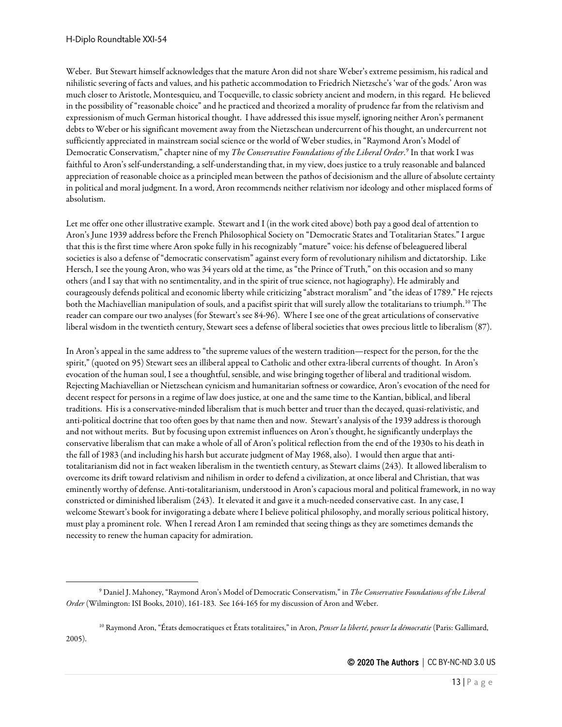Weber. But Stewart himself acknowledges that the mature Aron did not share Weber's extreme pessimism, his radical and nihilistic severing of facts and values, and his pathetic accommodation to Friedrich Nietzsche's 'war of the gods.' Aron was much closer to Aristotle, Montesquieu, and Tocqueville, to classic sobriety ancient and modern, in this regard. He believed in the possibility of "reasonable choice" and he practiced and theorized a morality of prudence far from the relativism and expressionism of much German historical thought. I have addressed this issue myself, ignoring neither Aron's permanent debts to Weber or his significant movement away from the Nietzschean undercurrent of his thought, an undercurrent not sufficiently appreciated in mainstream social science or the world of Weber studies, in "Raymond Aron's Model of Democratic Conservatism," chapter nine of my *The Conservative Foundations of the Liberal Order*.[9] In that work I was faithful to Aron's self-understanding, a self-understanding that, in my view, does justice to a truly reasonable and balanced appreciation of reasonable choice as a principled mean between the pathos of decisionism and the allure of absolute certainty in political and moral judgment. In a word, Aron recommends neither relativism nor ideology and other misplaced forms of absolutism.

Let me offer one other illustrative example. Stewart and I (in the work cited above) both pay a good deal of attention to Aron's June 1939 address before the French Philosophical Society on "Democratic States and Totalitarian States." I argue that this is the first time where Aron spoke fully in his recognizably "mature" voice: his defense of beleaguered liberal societies is also a defense of "democratic conservatism" against every form of revolutionary nihilism and dictatorship. Like Hersch, I see the young Aron, who was 34 years old at the time, as "the Prince of Truth," on this occasion and so many others (and I say that with no sentimentality, and in the spirit of true science, not hagiography). He admirably and courageously defends political and economic liberty while criticizing "abstract moralism" and "the ideas of 1789." He rejects both the Machiavellian manipulation of souls, and a pacifist spirit that will surely allow the totalitarians to triumph.[10] The reader can compare our two analyses (for Stewart's see 84-96). Where I see one of the great articulations of conservative liberal wisdom in the twentieth century, Stewart sees a defense of liberal societies that owes precious little to liberalism (87).

In Aron's appeal in the same address to "the supreme values of the western tradition—respect for the person, for the the spirit," (quoted on 95) Stewart sees an illiberal appeal to Catholic and other extra-liberal currents of thought. In Aron's evocation of the human soul, I see a thoughtful, sensible, and wise bringing together of liberal and traditional wisdom. Rejecting Machiavellian or Nietzschean cynicism and humanitarian softness or cowardice, Aron's evocation of the need for decent respect for persons in a regime of law does justice, at one and the same time to the Kantian, biblical, and liberal traditions. His is a conservative-minded liberalism that is much better and truer than the decayed, quasi-relativistic, and anti-political doctrine that too often goes by that name then and now. Stewart's analysis of the 1939 address is thorough and not without merits. But by focusing upon extremist influences on Aron's thought, he significantly underplays the conservative liberalism that can make a whole of all of Aron's political reflection from the end of the 1930s to his death in the fall of 1983 (and including his harsh but accurate judgment of May 1968, also). I would then argue that anti-totalitarianism did not in fact weaken liberalism in the twentieth century, as Stewart claims (243). It allowed liberalism to overcome its drift toward relativism and nihilism in order to defend a civilization, at once liberal and Christian, that was eminently worthy of defense. Anti-totalitarianism, understood in Aron's capacious moral and political framework, in no way constricted or diminished liberalism (243). It elevated it and gave it a much-needed conservative cast. In any case, I welcome Stewart's book for invigorating a debate where I believe political philosophy, and morally serious political history, must play a prominent role. When I reread Aron I am reminded that seeing things as they are sometimes demands the necessity to renew the human capacity for admiration.

[9] Daniel J. Mahoney, "Raymond Aron's Model of Democratic Conservatism," in *The Conservative Foundations of the Liberal Order* (Wilmington: ISI Books, 2010), 161-183. See 164-165 for my discussion of Aron and Weber.

[10] Raymond Aron, "États democratiques et États totalitaires," in Aron, *Penser la liberté, penser la démocratie* (Paris: Gallimard, 2005).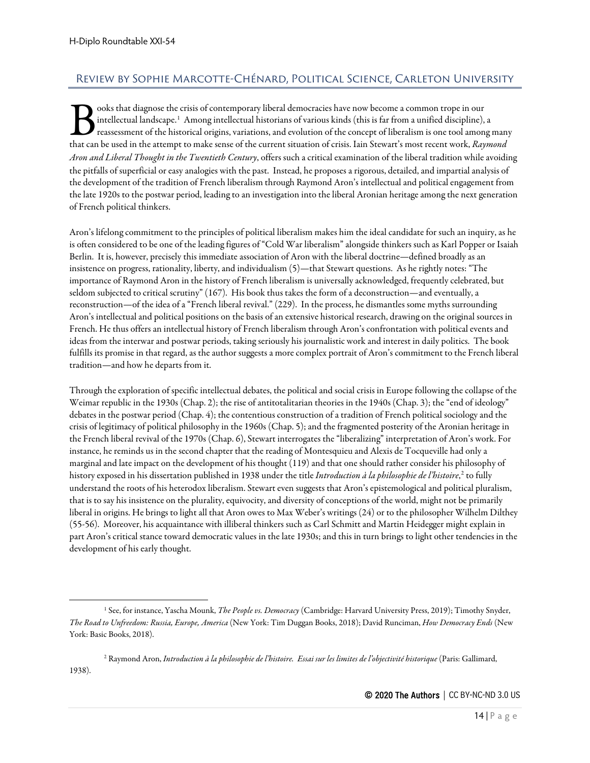## Review by Sophie Marcotte-Chénard, Political Science, Carleton University

Books that diagnose the crisis of contemporary liberal democracies have now become a common trope in our intellectual landscape.[1] Among intellectual historians of various kinds (this is far from a unified discipline), a reassessment of the historical origins, variations, and evolution of the concept of liberalism is one tool among many that can be used in the attempt to make sense of the current situation of crisis. Iain Stewart's most recent work, *Raymond Aron and Liberal Thought in the Twentieth Century*, offers such a critical examination of the liberal tradition while avoiding the pitfalls of superficial or easy analogies with the past. Instead, he proposes a rigorous, detailed, and impartial analysis of the development of the tradition of French liberalism through Raymond Aron's intellectual and political engagement from the late 1920s to the postwar period, leading to an investigation into the liberal Aronian heritage among the next generation of French political thinkers.

Aron's lifelong commitment to the principles of political liberalism makes him the ideal candidate for such an inquiry, as he is often considered to be one of the leading figures of "Cold War liberalism" alongside thinkers such as Karl Popper or Isaiah Berlin. It is, however, precisely this immediate association of Aron with the liberal doctrine—defined broadly as an insistence on progress, rationality, liberty, and individualism (5)—that Stewart questions. As he rightly notes: "The importance of Raymond Aron in the history of French liberalism is universally acknowledged, frequently celebrated, but seldom subjected to critical scrutiny" (167). His book thus takes the form of a deconstruction—and eventually, a reconstruction—of the idea of a "French liberal revival." (229). In the process, he dismantles some myths surrounding Aron's intellectual and political positions on the basis of an extensive historical research, drawing on the original sources in French. He thus offers an intellectual history of French liberalism through Aron's confrontation with political events and ideas from the interwar and postwar periods, taking seriously his journalistic work and interest in daily politics. The book fulfills its promise in that regard, as the author suggests a more complex portrait of Aron's commitment to the French liberal tradition—and how he departs from it.

Through the exploration of specific intellectual debates, the political and social crisis in Europe following the collapse of the Weimar republic in the 1930s (Chap. 2); the rise of antitotalitarian theories in the 1940s (Chap. 3); the "end of ideology" debates in the postwar period (Chap. 4); the contentious construction of a tradition of French political sociology and the crisis of legitimacy of political philosophy in the 1960s (Chap. 5); and the fragmented posterity of the Aronian heritage in the French liberal revival of the 1970s (Chap. 6), Stewart interrogates the "liberalizing" interpretation of Aron's work. For instance, he reminds us in the second chapter that the reading of Montesquieu and Alexis de Tocqueville had only a marginal and late impact on the development of his thought (119) and that one should rather consider his philosophy of history exposed in his dissertation published in 1938 under the title *Introduction à la philosophie de l'histoire*,[2] to fully understand the roots of his heterodox liberalism. Stewart even suggests that Aron's epistemological and political pluralism, that is to say his insistence on the plurality, equivocity, and diversity of conceptions of the world, might not be primarily liberal in origins. He brings to light all that Aron owes to Max Weber's writings (24) or to the philosopher Wilhelm Dilthey (55-56). Moreover, his acquaintance with illiberal thinkers such as Carl Schmitt and Martin Heidegger might explain in part Aron's critical stance toward democratic values in the late 1930s; and this in turn brings to light other tendencies in the development of his early thought.

[1] See, for instance, Yascha Mounk, *The People vs. Democracy* (Cambridge: Harvard University Press, 2019); Timothy Snyder, *The Road to Unfreedom: Russia, Europe, America* (New York: Tim Duggan Books, 2018); David Runciman, *How Democracy Ends* (New York: Basic Books, 2018).

[2] Raymond Aron, *Introduction à la philosophie de l'histoire. Essai sur les limites de l'objectivité historique* (Paris: Gallimard, 1938).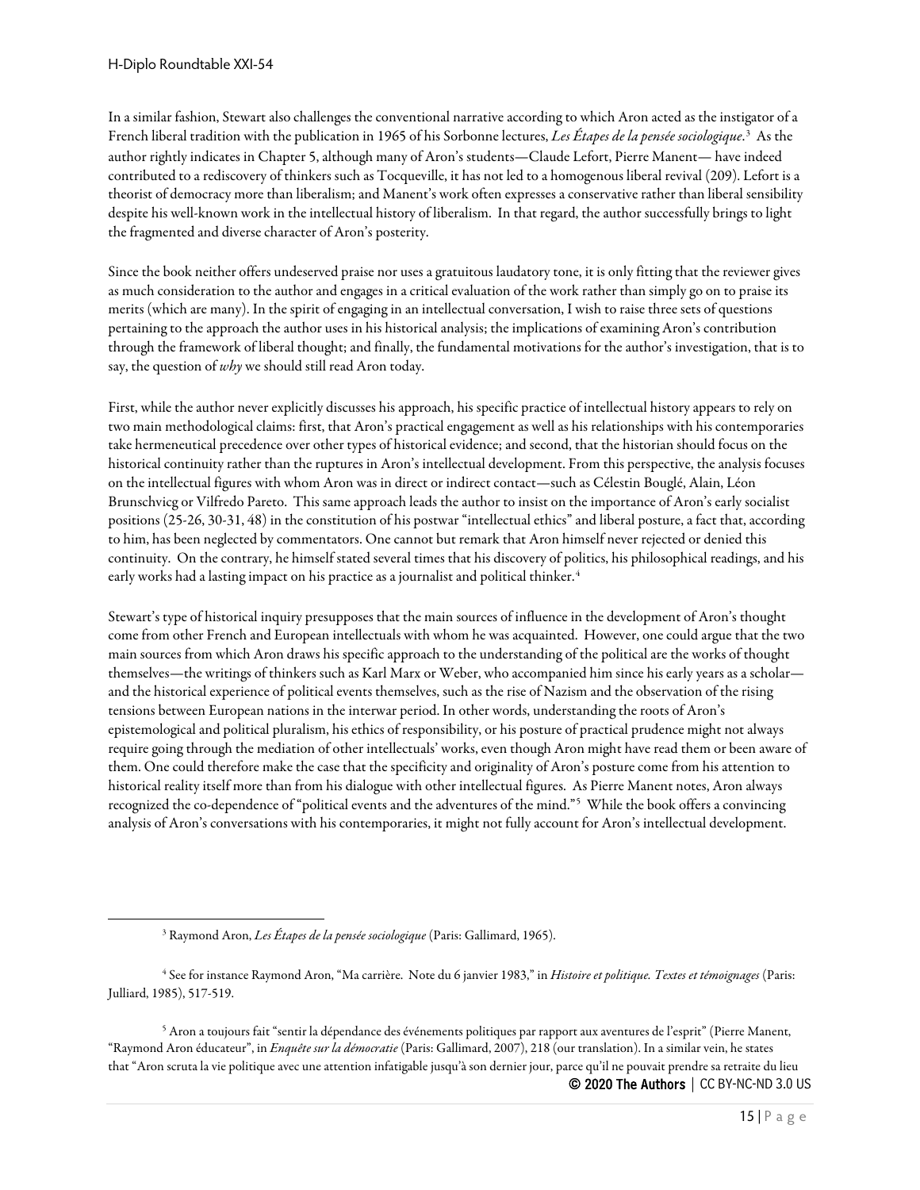In a similar fashion, Stewart also challenges the conventional narrative according to which Aron acted as the instigator of a French liberal tradition with the publication in 1965 of his Sorbonne lectures, *Les Étapes de la pensée sociologique*.[3] As the author rightly indicates in Chapter 5, although many of Aron's students—Claude Lefort, Pierre Manent— have indeed contributed to a rediscovery of thinkers such as Tocqueville, it has not led to a homogenous liberal revival (209). Lefort is a theorist of democracy more than liberalism; and Manent's work often expresses a conservative rather than liberal sensibility despite his well-known work in the intellectual history of liberalism. In that regard, the author successfully brings to light the fragmented and diverse character of Aron's posterity.

Since the book neither offers undeserved praise nor uses a gratuitous laudatory tone, it is only fitting that the reviewer gives as much consideration to the author and engages in a critical evaluation of the work rather than simply go on to praise its merits (which are many). In the spirit of engaging in an intellectual conversation, I wish to raise three sets of questions pertaining to the approach the author uses in his historical analysis; the implications of examining Aron's contribution through the framework of liberal thought; and finally, the fundamental motivations for the author's investigation, that is to say, the question of *why* we should still read Aron today.

First, while the author never explicitly discusses his approach, his specific practice of intellectual history appears to rely on two main methodological claims: first, that Aron's practical engagement as well as his relationships with his contemporaries take hermeneutical precedence over other types of historical evidence; and second, that the historian should focus on the historical continuity rather than the ruptures in Aron's intellectual development. From this perspective, the analysis focuses on the intellectual figures with whom Aron was in direct or indirect contact—such as Célestin Bouglé, Alain, Léon Brunschvicg or Vilfredo Pareto. This same approach leads the author to insist on the importance of Aron's early socialist positions (25-26, 30-31, 48) in the constitution of his postwar "intellectual ethics" and liberal posture, a fact that, according to him, has been neglected by commentators. One cannot but remark that Aron himself never rejected or denied this continuity. On the contrary, he himself stated several times that his discovery of politics, his philosophical readings, and his early works had a lasting impact on his practice as a journalist and political thinker.[4]

Stewart's type of historical inquiry presupposes that the main sources of influence in the development of Aron's thought come from other French and European intellectuals with whom he was acquainted. However, one could argue that the two main sources from which Aron draws his specific approach to the understanding of the political are the works of thought themselves—the writings of thinkers such as Karl Marx or Weber, who accompanied him since his early years as a scholar—and the historical experience of political events themselves, such as the rise of Nazism and the observation of the rising tensions between European nations in the interwar period. In other words, understanding the roots of Aron's epistemological and political pluralism, his ethics of responsibility, or his posture of practical prudence might not always require going through the mediation of other intellectuals' works, even though Aron might have read them or been aware of them. One could therefore make the case that the specificity and originality of Aron's posture come from his attention to historical reality itself more than from his dialogue with other intellectual figures. As Pierre Manent notes, Aron always recognized the co-dependence of "political events and the adventures of the mind."[5] While the book offers a convincing analysis of Aron's conversations with his contemporaries, it might not fully account for Aron's intellectual development.

---

[3] Raymond Aron, *Les Étapes de la pensée sociologique* (Paris: Gallimard, 1965).

[4] See for instance Raymond Aron, "Ma carrière. Note du 6 janvier 1983," in *Histoire et politique. Textes et témoignages* (Paris: Julliard, 1985), 517-519.

[5] Aron a toujours fait "sentir la dépendance des événements politiques par rapport aux aventures de l'esprit" (Pierre Manent, "Raymond Aron éducateur", in *Enquête sur la démocratie* (Paris: Gallimard, 2007), 218 (our translation). In a similar vein, he states that "Aron scruta la vie politique avec une attention infatigable jusqu'à son dernier jour, parce qu'il ne pouvait prendre sa retraite du lieu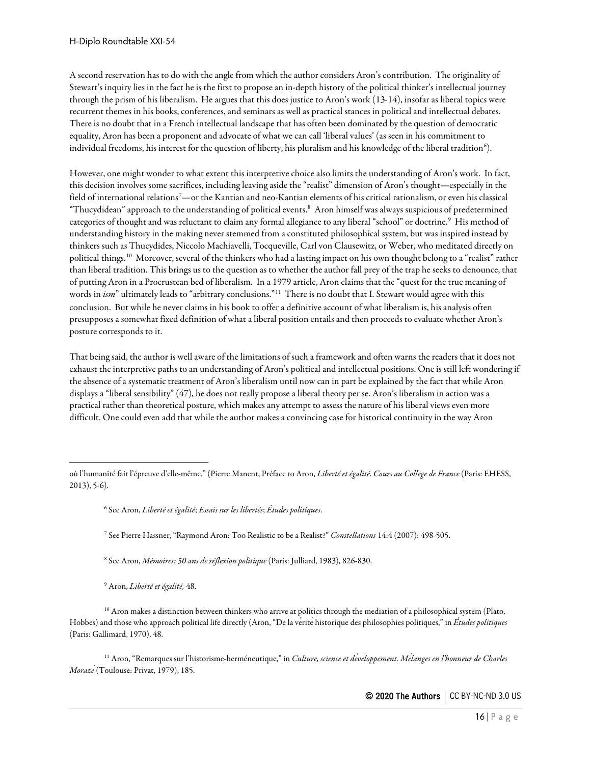A second reservation has to do with the angle from which the author considers Aron's contribution. The originality of Stewart's inquiry lies in the fact he is the first to propose an in-depth history of the political thinker's intellectual journey through the prism of his liberalism. He argues that this does justice to Aron's work (13-14), insofar as liberal topics were recurrent themes in his books, conferences, and seminars as well as practical stances in political and intellectual debates. There is no doubt that in a French intellectual landscape that has often been dominated by the question of democratic equality, Aron has been a proponent and advocate of what we can call 'liberal values' (as seen in his commitment to individual freedoms, his interest for the question of liberty, his pluralism and his knowledge of the liberal tradition[6]).

However, one might wonder to what extent this interpretive choice also limits the understanding of Aron's work. In fact, this decision involves some sacrifices, including leaving aside the "realist" dimension of Aron's thought—especially in the field of international relations[7]—or the Kantian and neo-Kantian elements of his critical rationalism, or even his classical "Thucydidean" approach to the understanding of political events.[8] Aron himself was always suspicious of predetermined categories of thought and was reluctant to claim any formal allegiance to any liberal "school" or doctrine.[9] His method of understanding history in the making never stemmed from a constituted philosophical system, but was inspired instead by thinkers such as Thucydides, Niccolo Machiavelli, Tocqueville, Carl von Clausewitz, or Weber, who meditated directly on political things.[10] Moreover, several of the thinkers who had a lasting impact on his own thought belong to a "realist" rather than liberal tradition. This brings us to the question as to whether the author fall prey of the trap he seeks to denounce, that of putting Aron in a Procrustean bed of liberalism. In a 1979 article, Aron claims that the "quest for the true meaning of words in *ism*" ultimately leads to "arbitrary conclusions."[11] There is no doubt that I. Stewart would agree with this conclusion. But while he never claims in his book to offer a definitive account of what liberalism is, his analysis often presupposes a somewhat fixed definition of what a liberal position entails and then proceeds to evaluate whether Aron's posture corresponds to it.

That being said, the author is well aware of the limitations of such a framework and often warns the readers that it does not exhaust the interpretive paths to an understanding of Aron's political and intellectual positions. One is still left wondering if the absence of a systematic treatment of Aron's liberalism until now can in part be explained by the fact that while Aron displays a "liberal sensibility" (47), he does not really propose a liberal theory per se. Aron's liberalism in action was a practical rather than theoretical posture, which makes any attempt to assess the nature of his liberal views even more difficult. One could even add that while the author makes a convincing case for historical continuity in the way Aron

---

où l'humanité fait l'épreuve d'elle-même." (Pierre Manent, Préface to Aron, *Liberté et égalité. Cours au Collège de France* (Paris: EHESS, 2013), 5-6).

[6] See Aron, *Liberté et égalité*; *Essais sur les libertés*; *Études politiques*.

[7] See Pierre Hassner, "Raymond Aron: Too Realistic to be a Realist?" *Constellations* 14:4 (2007): 498-505.

[8] See Aron, *Mémoires: 50 ans de réflexion politique* (Paris: Julliard, 1983), 826-830.

[9] Aron, *Liberté et égalité,* 48.

[10] Aron makes a distinction between thinkers who arrive at politics through the mediation of a philosophical system (Plato, Hobbes) and those who approach political life directly (Aron, "De la vérité historique des philosophies politiques," in *Études politiques* (Paris: Gallimard, 1970), 48.

[11] Aron, "Remarques sur l'historisme-herméneutique," in *Culture, science et développement. Mélanges en l'honneur de Charles Morazé* (Toulouse: Privat, 1979), 185.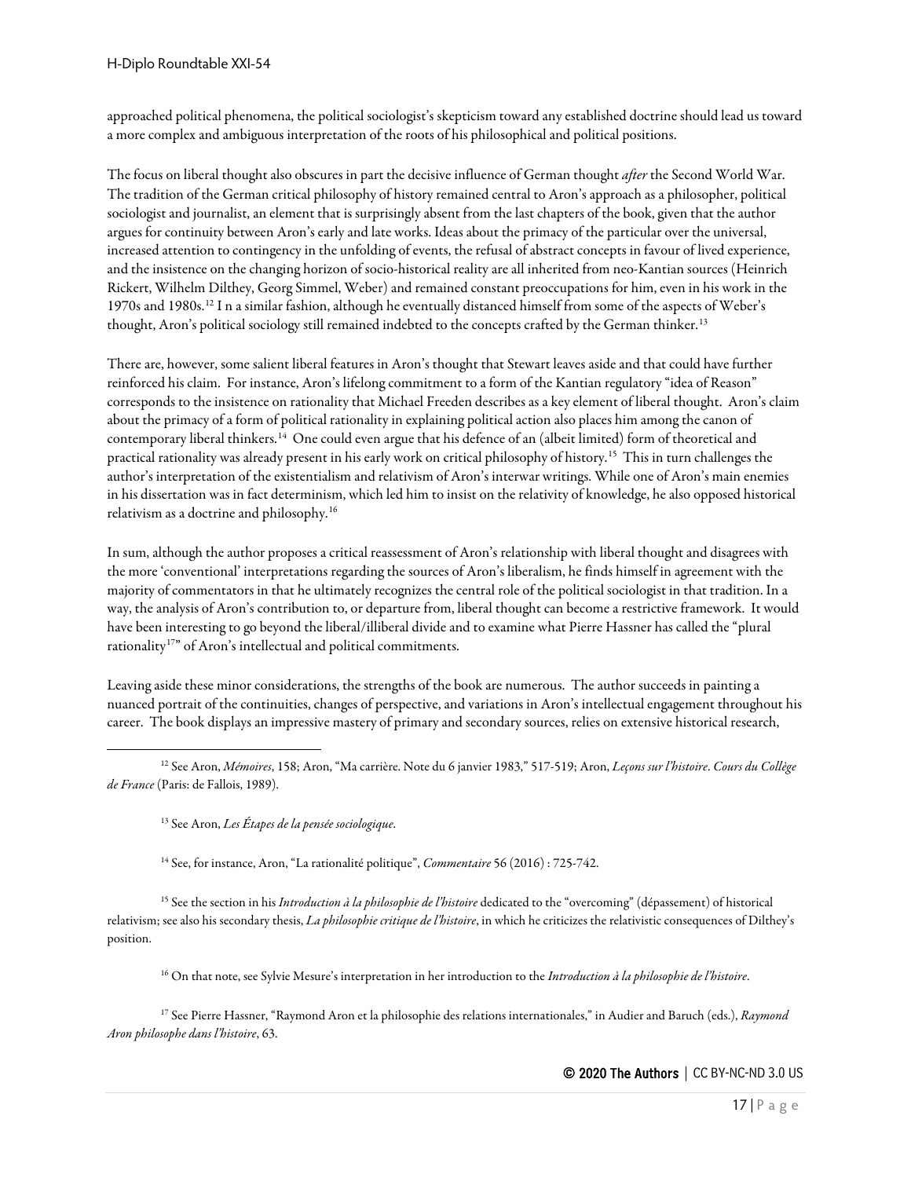approached political phenomena, the political sociologist's skepticism toward any established doctrine should lead us toward a more complex and ambiguous interpretation of the roots of his philosophical and political positions.

The focus on liberal thought also obscures in part the decisive influence of German thought *after* the Second World War. The tradition of the German critical philosophy of history remained central to Aron's approach as a philosopher, political sociologist and journalist, an element that is surprisingly absent from the last chapters of the book, given that the author argues for continuity between Aron's early and late works. Ideas about the primacy of the particular over the universal, increased attention to contingency in the unfolding of events, the refusal of abstract concepts in favour of lived experience, and the insistence on the changing horizon of socio-historical reality are all inherited from neo-Kantian sources (Heinrich Rickert, Wilhelm Dilthey, Georg Simmel, Weber) and remained constant preoccupations for him, even in his work in the 1970s and 1980s.[12] I n a similar fashion, although he eventually distanced himself from some of the aspects of Weber's thought, Aron's political sociology still remained indebted to the concepts crafted by the German thinker.[13]

There are, however, some salient liberal features in Aron's thought that Stewart leaves aside and that could have further reinforced his claim. For instance, Aron's lifelong commitment to a form of the Kantian regulatory "idea of Reason" corresponds to the insistence on rationality that Michael Freeden describes as a key element of liberal thought. Aron's claim about the primacy of a form of political rationality in explaining political action also places him among the canon of contemporary liberal thinkers.[14] One could even argue that his defence of an (albeit limited) form of theoretical and practical rationality was already present in his early work on critical philosophy of history.[15] This in turn challenges the author's interpretation of the existentialism and relativism of Aron's interwar writings. While one of Aron's main enemies in his dissertation was in fact determinism, which led him to insist on the relativity of knowledge, he also opposed historical relativism as a doctrine and philosophy.[16]

In sum, although the author proposes a critical reassessment of Aron's relationship with liberal thought and disagrees with the more 'conventional' interpretations regarding the sources of Aron's liberalism, he finds himself in agreement with the majority of commentators in that he ultimately recognizes the central role of the political sociologist in that tradition. In a way, the analysis of Aron's contribution to, or departure from, liberal thought can become a restrictive framework. It would have been interesting to go beyond the liberal/illiberal divide and to examine what Pierre Hassner has called the "plural rationality[17]" of Aron's intellectual and political commitments.

Leaving aside these minor considerations, the strengths of the book are numerous. The author succeeds in painting a nuanced portrait of the continuities, changes of perspective, and variations in Aron's intellectual engagement throughout his career. The book displays an impressive mastery of primary and secondary sources, relies on extensive historical research,

---

[12] See Aron, *Mémoires*, 158; Aron, "Ma carrière. Note du 6 janvier 1983," 517-519; Aron, *Leçons sur l'histoire*. *Cours du Collège de France* (Paris: de Fallois, 1989).

[13] See Aron, *Les Étapes de la pensée sociologique*.

[14] See, for instance, Aron, "La rationalité politique", *Commentaire* 56 (2016) : 725-742.

[15] See the section in his *Introduction à la philosophie de l'histoire* dedicated to the "overcoming" (dépassement) of historical relativism; see also his secondary thesis, *La philosophie critique de l'histoire*, in which he criticizes the relativistic consequences of Dilthey's position.

[16] On that note, see Sylvie Mesure's interpretation in her introduction to the *Introduction à la philosophie de l'histoire*.

[17] See Pierre Hassner, "Raymond Aron et la philosophie des relations internationales," in Audier and Baruch (eds.), *Raymond Aron philosophe dans l'histoire*, 63.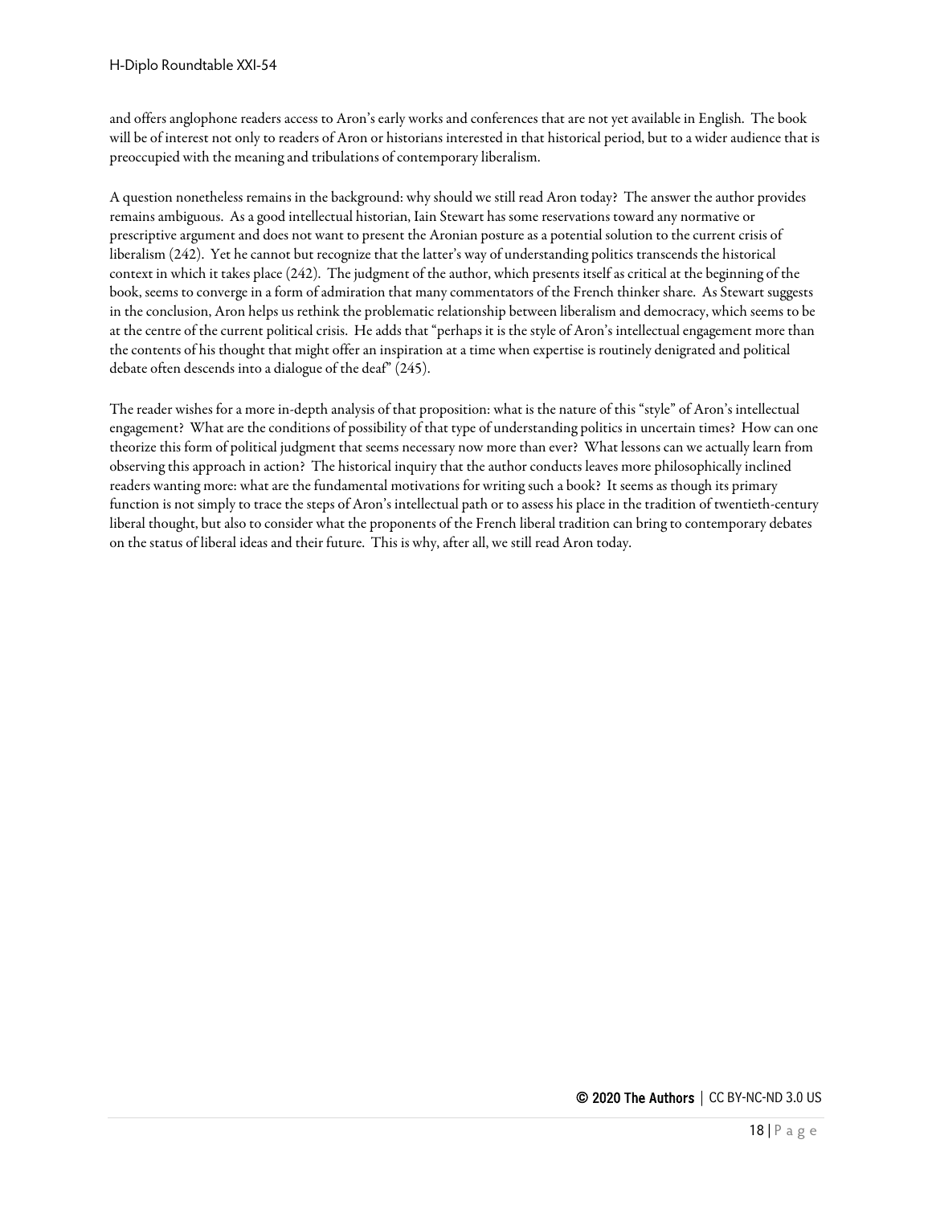and offers anglophone readers access to Aron's early works and conferences that are not yet available in English. The book will be of interest not only to readers of Aron or historians interested in that historical period, but to a wider audience that is preoccupied with the meaning and tribulations of contemporary liberalism.

A question nonetheless remains in the background: why should we still read Aron today? The answer the author provides remains ambiguous. As a good intellectual historian, Iain Stewart has some reservations toward any normative or prescriptive argument and does not want to present the Aronian posture as a potential solution to the current crisis of liberalism (242). Yet he cannot but recognize that the latter's way of understanding politics transcends the historical context in which it takes place (242). The judgment of the author, which presents itself as critical at the beginning of the book, seems to converge in a form of admiration that many commentators of the French thinker share. As Stewart suggests in the conclusion, Aron helps us rethink the problematic relationship between liberalism and democracy, which seems to be at the centre of the current political crisis. He adds that "perhaps it is the style of Aron's intellectual engagement more than the contents of his thought that might offer an inspiration at a time when expertise is routinely denigrated and political debate often descends into a dialogue of the deaf" (245).

The reader wishes for a more in-depth analysis of that proposition: what is the nature of this "style" of Aron's intellectual engagement? What are the conditions of possibility of that type of understanding politics in uncertain times? How can one theorize this form of political judgment that seems necessary now more than ever? What lessons can we actually learn from observing this approach in action? The historical inquiry that the author conducts leaves more philosophically inclined readers wanting more: what are the fundamental motivations for writing such a book? It seems as though its primary function is not simply to trace the steps of Aron's intellectual path or to assess his place in the tradition of twentieth-century liberal thought, but also to consider what the proponents of the French liberal tradition can bring to contemporary debates on the status of liberal ideas and their future. This is why, after all, we still read Aron today.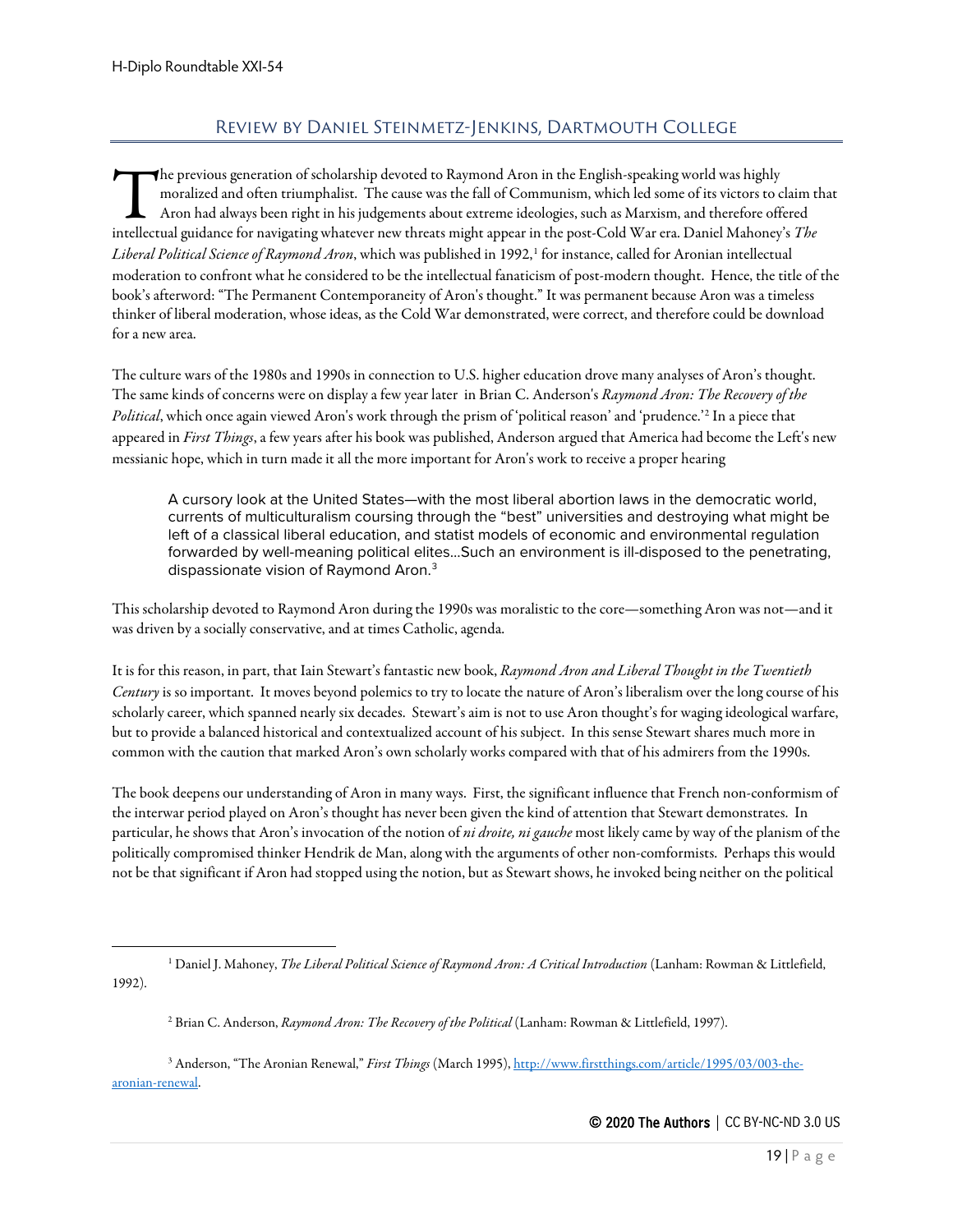## Review by Daniel Steinmetz-Jenkins, Dartmouth College

The previous generation of scholarship devoted to Raymond Aron in the English-speaking world was highly moralized and often triumphalist. The cause was the fall of Communism, which led some of its victors to claim that Aron had always been right in his judgements about extreme ideologies, such as Marxism, and therefore offered intellectual guidance for navigating whatever new threats might appear in the post-Cold War era. Daniel Mahoney's *The Liberal Political Science of Raymond Aron*, which was published in 1992,[1] for instance, called for Aronian intellectual moderation to confront what he considered to be the intellectual fanaticism of post-modern thought. Hence, the title of the book's afterword: "The Permanent Contemporaneity of Aron's thought." It was permanent because Aron was a timeless thinker of liberal moderation, whose ideas, as the Cold War demonstrated, were correct, and therefore could be download for a new area.

The culture wars of the 1980s and 1990s in connection to U.S. higher education drove many analyses of Aron's thought. The same kinds of concerns were on display a few year later in Brian C. Anderson's *Raymond Aron: The Recovery of the Political*, which once again viewed Aron's work through the prism of 'political reason' and 'prudence.'[2] In a piece that appeared in *First Things*, a few years after his book was published, Anderson argued that America had become the Left's new messianic hope, which in turn made it all the more important for Aron's work to receive a proper hearing

> A cursory look at the United States—with the most liberal abortion laws in the democratic world, currents of multiculturalism coursing through the "best" universities and destroying what might be left of a classical liberal education, and statist models of economic and environmental regulation forwarded by well-meaning political elites…Such an environment is ill-disposed to the penetrating, dispassionate vision of Raymond Aron.[3]

This scholarship devoted to Raymond Aron during the 1990s was moralistic to the core—something Aron was not—and it was driven by a socially conservative, and at times Catholic, agenda.

It is for this reason, in part, that Iain Stewart's fantastic new book, *Raymond Aron and Liberal Thought in the Twentieth Century* is so important. It moves beyond polemics to try to locate the nature of Aron's liberalism over the long course of his scholarly career, which spanned nearly six decades. Stewart's aim is not to use Aron thought's for waging ideological warfare, but to provide a balanced historical and contextualized account of his subject. In this sense Stewart shares much more in common with the caution that marked Aron's own scholarly works compared with that of his admirers from the 1990s.

The book deepens our understanding of Aron in many ways. First, the significant influence that French non-conformism of the interwar period played on Aron's thought has never been given the kind of attention that Stewart demonstrates. In particular, he shows that Aron's invocation of the notion of *ni droite, ni gauche* most likely came by way of the planism of the politically compromised thinker Hendrik de Man, along with the arguments of other non-comformists. Perhaps this would not be that significant if Aron had stopped using the notion, but as Stewart shows, he invoked being neither on the political

---

[1] Daniel J. Mahoney, *The Liberal Political Science of Raymond Aron: A Critical Introduction* (Lanham: Rowman & Littlefield, 1992).

[2] Brian C. Anderson, *Raymond Aron: The Recovery of the Political* (Lanham: Rowman & Littlefield, 1997).

[3] Anderson, "The Aronian Renewal," *First Things* (March 1995), http://www.firstthings.com/article/1995/03/003-the-aronian-renewal.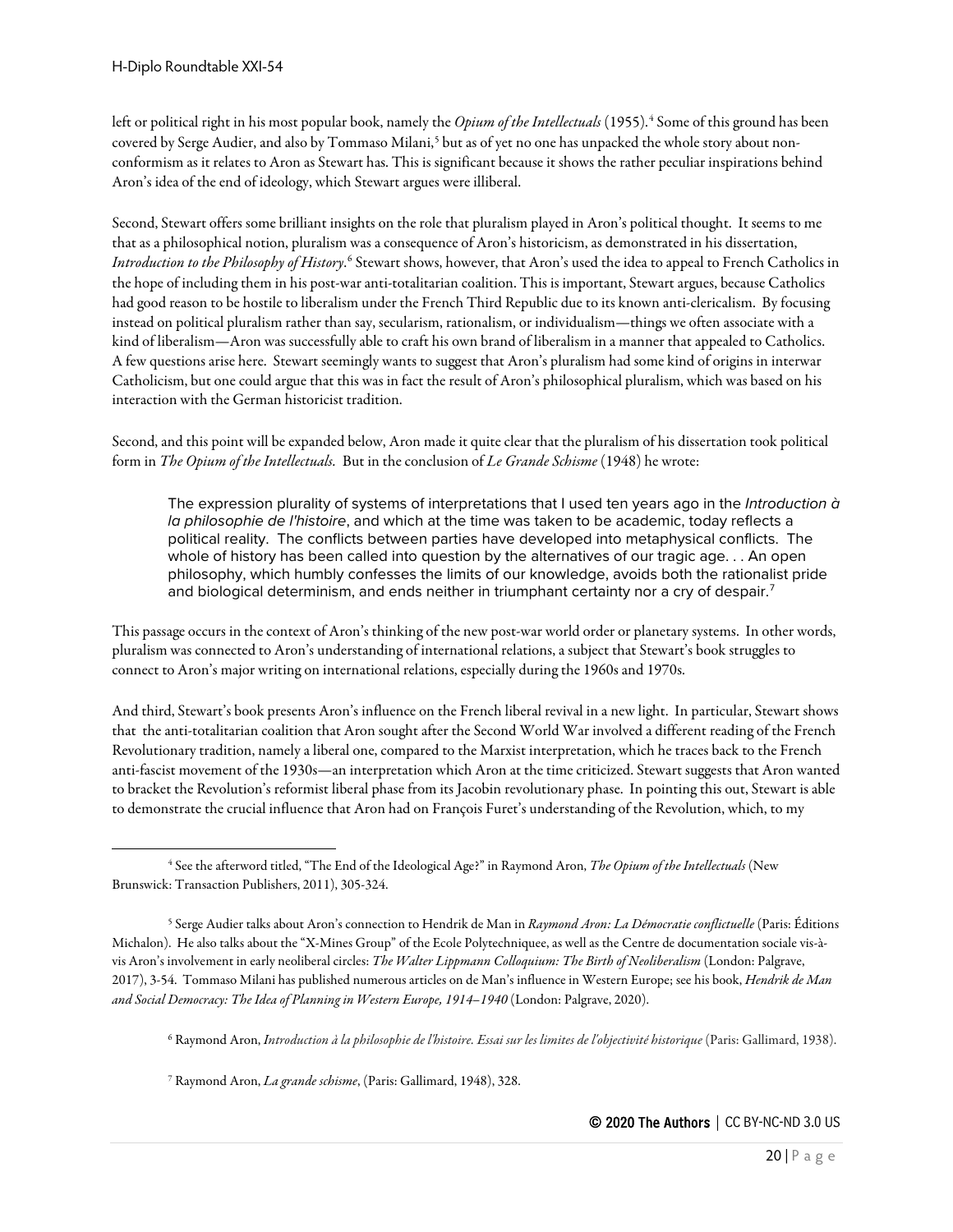left or political right in his most popular book, namely the *Opium of the Intellectuals* (1955).[4] Some of this ground has been covered by Serge Audier, and also by Tommaso Milani,[5] but as of yet no one has unpacked the whole story about non-conformism as it relates to Aron as Stewart has. This is significant because it shows the rather peculiar inspirations behind Aron's idea of the end of ideology, which Stewart argues were illiberal.

Second, Stewart offers some brilliant insights on the role that pluralism played in Aron's political thought. It seems to me that as a philosophical notion, pluralism was a consequence of Aron's historicism, as demonstrated in his dissertation, *Introduction to the Philosophy of History*.[6] Stewart shows, however, that Aron's used the idea to appeal to French Catholics in the hope of including them in his post-war anti-totalitarian coalition. This is important, Stewart argues, because Catholics had good reason to be hostile to liberalism under the French Third Republic due to its known anti-clericalism. By focusing instead on political pluralism rather than say, secularism, rationalism, or individualism—things we often associate with a kind of liberalism—Aron was successfully able to craft his own brand of liberalism in a manner that appealed to Catholics. A few questions arise here. Stewart seemingly wants to suggest that Aron's pluralism had some kind of origins in interwar Catholicism, but one could argue that this was in fact the result of Aron's philosophical pluralism, which was based on his interaction with the German historicist tradition.

Second, and this point will be expanded below, Aron made it quite clear that the pluralism of his dissertation took political form in *The Opium of the Intellectuals*. But in the conclusion of *Le Grande Schisme* (1948) he wrote:

> The expression plurality of systems of interpretations that I used ten years ago in the *Introduction à la philosophie de l'histoire*, and which at the time was taken to be academic, today reflects a political reality. The conflicts between parties have developed into metaphysical conflicts. The whole of history has been called into question by the alternatives of our tragic age. . . An open philosophy, which humbly confesses the limits of our knowledge, avoids both the rationalist pride and biological determinism, and ends neither in triumphant certainty nor a cry of despair.[7]

This passage occurs in the context of Aron's thinking of the new post-war world order or planetary systems. In other words, pluralism was connected to Aron's understanding of international relations, a subject that Stewart's book struggles to connect to Aron's major writing on international relations, especially during the 1960s and 1970s.

And third, Stewart's book presents Aron's influence on the French liberal revival in a new light. In particular, Stewart shows that the anti-totalitarian coalition that Aron sought after the Second World War involved a different reading of the French Revolutionary tradition, namely a liberal one, compared to the Marxist interpretation, which he traces back to the French anti-fascist movement of the 1930s—an interpretation which Aron at the time criticized. Stewart suggests that Aron wanted to bracket the Revolution's reformist liberal phase from its Jacobin revolutionary phase. In pointing this out, Stewart is able to demonstrate the crucial influence that Aron had on François Furet's understanding of the Revolution, which, to my

---

[4] See the afterword titled, "The End of the Ideological Age?" in Raymond Aron, *The Opium of the Intellectuals* (New Brunswick: Transaction Publishers, 2011), 305-324.

[5] Serge Audier talks about Aron's connection to Hendrik de Man in *Raymond Aron: La Démocratie conflictuelle* (Paris: Éditions Michalon). He also talks about the "X-Mines Group" of the Ecole Polytechniquee, as well as the Centre de documentation sociale vis-à-vis Aron's involvement in early neoliberal circles: *The Walter Lippmann Colloquium: The Birth of Neoliberalism* (London: Palgrave, 2017), 3-54. Tommaso Milani has published numerous articles on de Man's influence in Western Europe; see his book, *Hendrik de Man and Social Democracy: The Idea of Planning in Western Europe, 1914–1940* (London: Palgrave, 2020).

[6] Raymond Aron, *Introduction à la philosophie de l'histoire. Essai sur les limites de l'objectivité historique* (Paris: Gallimard, 1938).

[7] Raymond Aron, *La grande schisme*, (Paris: Gallimard, 1948), 328.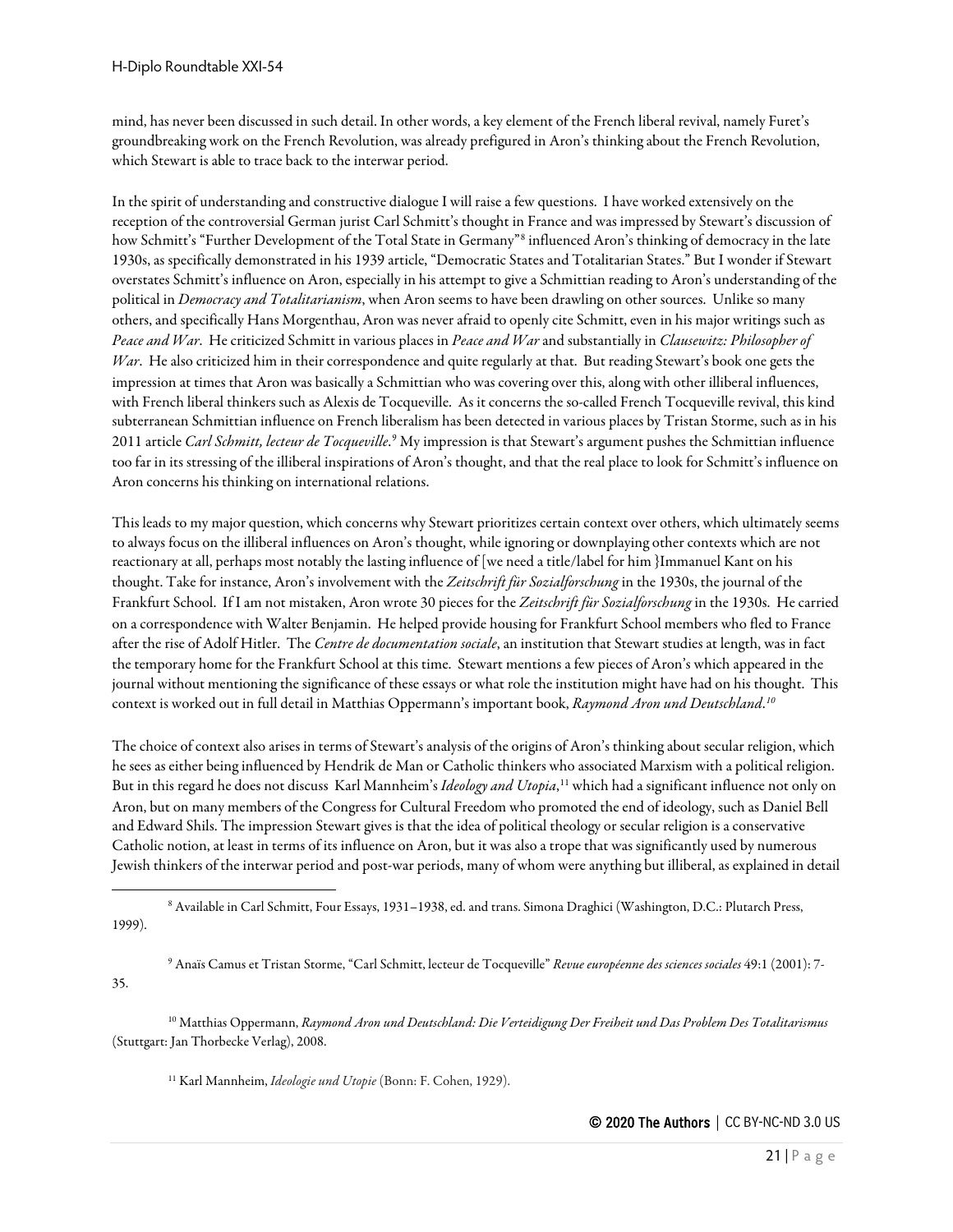mind, has never been discussed in such detail. In other words, a key element of the French liberal revival, namely Furet's groundbreaking work on the French Revolution, was already prefigured in Aron's thinking about the French Revolution, which Stewart is able to trace back to the interwar period.

In the spirit of understanding and constructive dialogue I will raise a few questions. I have worked extensively on the reception of the controversial German jurist Carl Schmitt's thought in France and was impressed by Stewart's discussion of how Schmitt's "Further Development of the Total State in Germany"[8] influenced Aron's thinking of democracy in the late 1930s, as specifically demonstrated in his 1939 article, "Democratic States and Totalitarian States." But I wonder if Stewart overstates Schmitt's influence on Aron, especially in his attempt to give a Schmittian reading to Aron's understanding of the political in *Democracy and Totalitarianism*, when Aron seems to have been drawling on other sources. Unlike so many others, and specifically Hans Morgenthau, Aron was never afraid to openly cite Schmitt, even in his major writings such as *Peace and War*. He criticized Schmitt in various places in *Peace and War* and substantially in *Clausewitz: Philosopher of War*. He also criticized him in their correspondence and quite regularly at that. But reading Stewart's book one gets the impression at times that Aron was basically a Schmittian who was covering over this, along with other illiberal influences, with French liberal thinkers such as Alexis de Tocqueville. As it concerns the so-called French Tocqueville revival, this kind subterranean Schmittian influence on French liberalism has been detected in various places by Tristan Storme, such as in his 2011 article *Carl Schmitt, lecteur de Tocqueville*.[9] My impression is that Stewart's argument pushes the Schmittian influence too far in its stressing of the illiberal inspirations of Aron's thought, and that the real place to look for Schmitt's influence on Aron concerns his thinking on international relations.

This leads to my major question, which concerns why Stewart prioritizes certain context over others, which ultimately seems to always focus on the illiberal influences on Aron's thought, while ignoring or downplaying other contexts which are not reactionary at all, perhaps most notably the lasting influence of [we need a title/label for him }Immanuel Kant on his thought. Take for instance, Aron's involvement with the *Zeitschrift für Sozialforschung* in the 1930s, the journal of the Frankfurt School. If I am not mistaken, Aron wrote 30 pieces for the *Zeitschrift für Sozialforschung* in the 1930s. He carried on a correspondence with Walter Benjamin. He helped provide housing for Frankfurt School members who fled to France after the rise of Adolf Hitler. The *Centre de documentation sociale*, an institution that Stewart studies at length, was in fact the temporary home for the Frankfurt School at this time. Stewart mentions a few pieces of Aron's which appeared in the journal without mentioning the significance of these essays or what role the institution might have had on his thought. This context is worked out in full detail in Matthias Oppermann's important book, *Raymond Aron und Deutschland*.[10]

The choice of context also arises in terms of Stewart's analysis of the origins of Aron's thinking about secular religion, which he sees as either being influenced by Hendrik de Man or Catholic thinkers who associated Marxism with a political religion. But in this regard he does not discuss Karl Mannheim's *Ideology and Utopia*,[11] which had a significant influence not only on Aron, but on many members of the Congress for Cultural Freedom who promoted the end of ideology, such as Daniel Bell and Edward Shils. The impression Stewart gives is that the idea of political theology or secular religion is a conservative Catholic notion, at least in terms of its influence on Aron, but it was also a trope that was significantly used by numerous Jewish thinkers of the interwar period and post-war periods, many of whom were anything but illiberal, as explained in detail

[8] Available in Carl Schmitt, Four Essays, 1931–1938, ed. and trans. Simona Draghici (Washington, D.C.: Plutarch Press, 1999).

[9] Anaïs Camus et Tristan Storme, "Carl Schmitt, lecteur de Tocqueville" *Revue européenne des sciences sociales* 49:1 (2001): 7-35.

[10] Matthias Oppermann, *Raymond Aron und Deutschland: Die Verteidigung Der Freiheit und Das Problem Des Totalitarismus* (Stuttgart: Jan Thorbecke Verlag), 2008.

[11] Karl Mannheim, *Ideologie und Utopie* (Bonn: F. Cohen, 1929).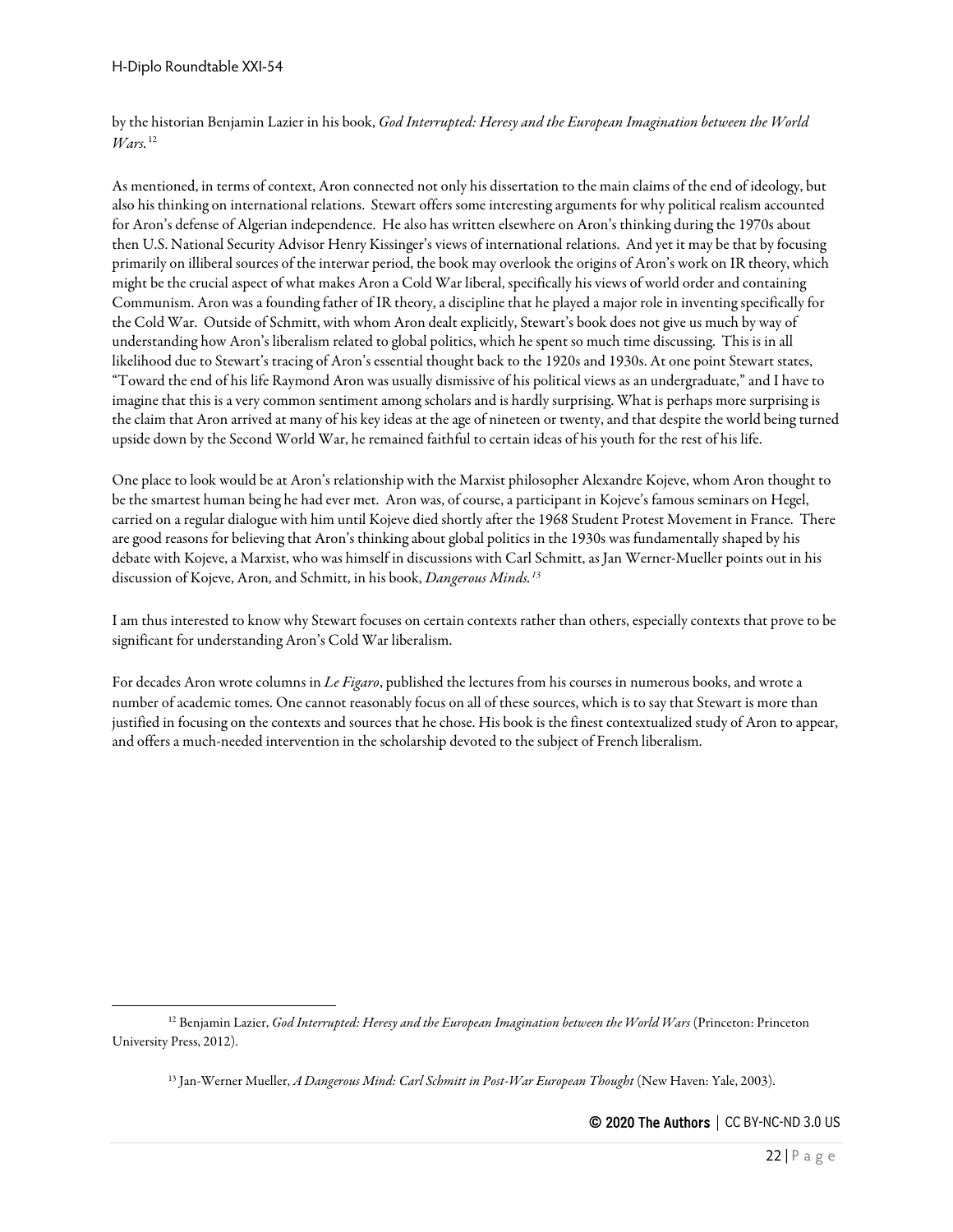by the historian Benjamin Lazier in his book, *God Interrupted: Heresy and the European Imagination between the World Wars.*[12]

As mentioned, in terms of context, Aron connected not only his dissertation to the main claims of the end of ideology, but also his thinking on international relations. Stewart offers some interesting arguments for why political realism accounted for Aron's defense of Algerian independence. He also has written elsewhere on Aron's thinking during the 1970s about then U.S. National Security Advisor Henry Kissinger's views of international relations. And yet it may be that by focusing primarily on illiberal sources of the interwar period, the book may overlook the origins of Aron's work on IR theory, which might be the crucial aspect of what makes Aron a Cold War liberal, specifically his views of world order and containing Communism. Aron was a founding father of IR theory, a discipline that he played a major role in inventing specifically for the Cold War. Outside of Schmitt, with whom Aron dealt explicitly, Stewart's book does not give us much by way of understanding how Aron's liberalism related to global politics, which he spent so much time discussing. This is in all likelihood due to Stewart's tracing of Aron's essential thought back to the 1920s and 1930s. At one point Stewart states, "Toward the end of his life Raymond Aron was usually dismissive of his political views as an undergraduate," and I have to imagine that this is a very common sentiment among scholars and is hardly surprising. What is perhaps more surprising is the claim that Aron arrived at many of his key ideas at the age of nineteen or twenty, and that despite the world being turned upside down by the Second World War, he remained faithful to certain ideas of his youth for the rest of his life.

One place to look would be at Aron's relationship with the Marxist philosopher Alexandre Kojeve, whom Aron thought to be the smartest human being he had ever met. Aron was, of course, a participant in Kojeve's famous seminars on Hegel, carried on a regular dialogue with him until Kojeve died shortly after the 1968 Student Protest Movement in France. There are good reasons for believing that Aron's thinking about global politics in the 1930s was fundamentally shaped by his debate with Kojeve, a Marxist, who was himself in discussions with Carl Schmitt, as Jan Werner-Mueller points out in his discussion of Kojeve, Aron, and Schmitt, in his book, *Dangerous Minds.*[13]

I am thus interested to know why Stewart focuses on certain contexts rather than others, especially contexts that prove to be significant for understanding Aron's Cold War liberalism.

For decades Aron wrote columns in *Le Figaro*, published the lectures from his courses in numerous books, and wrote a number of academic tomes. One cannot reasonably focus on all of these sources, which is to say that Stewart is more than justified in focusing on the contexts and sources that he chose. His book is the finest contextualized study of Aron to appear, and offers a much-needed intervention in the scholarship devoted to the subject of French liberalism.

---

[12] Benjamin Lazier, *God Interrupted: Heresy and the European Imagination between the World Wars* (Princeton: Princeton University Press, 2012).

[13] Jan-Werner Mueller, *A Dangerous Mind: Carl Schmitt in Post-War European Thought* (New Haven: Yale, 2003).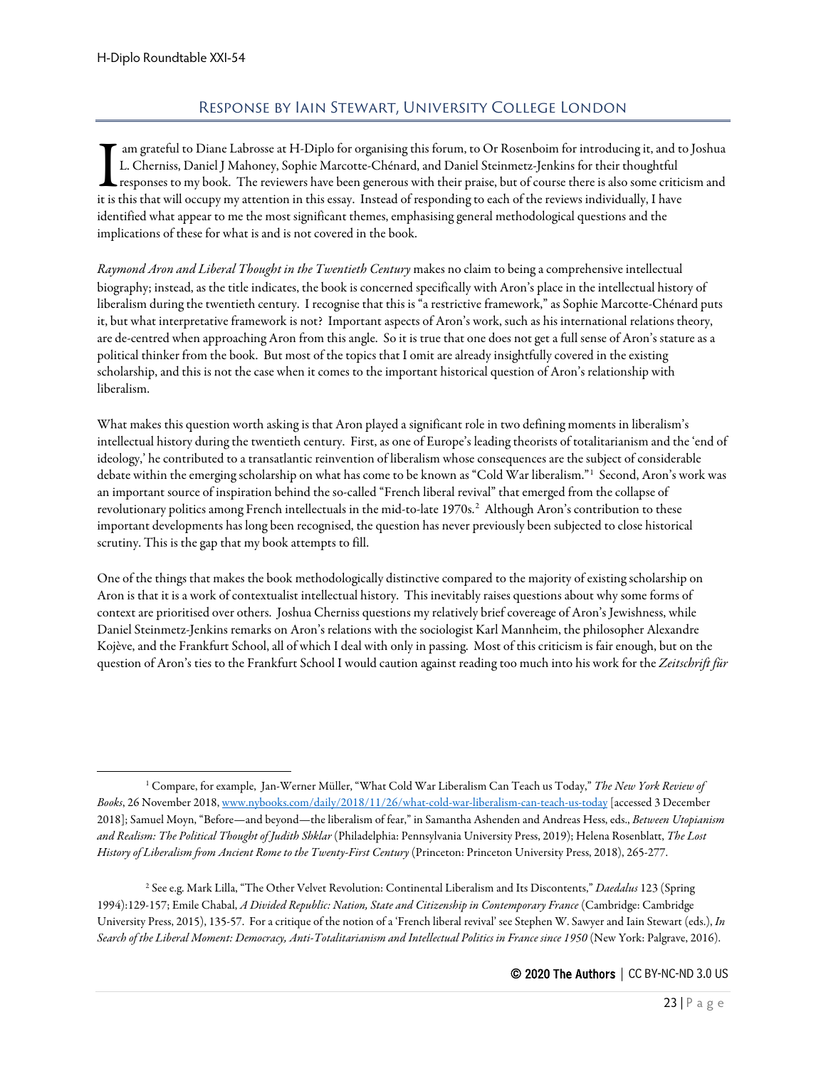## Response by Iain Stewart, University College London

I am grateful to Diane Labrosse at H-Diplo for organising this forum, to Or Rosenboim for introducing it, and to Joshua L. Cherniss, Daniel J Mahoney, Sophie Marcotte-Chénard, and Daniel Steinmetz-Jenkins for their thoughtful responses to my book. The reviewers have been generous with their praise, but of course there is also some criticism and it is this that will occupy my attention in this essay. Instead of responding to each of the reviews individually, I have identified what appear to me the most significant themes, emphasising general methodological questions and the implications of these for what is and is not covered in the book.

*Raymond Aron and Liberal Thought in the Twentieth Century* makes no claim to being a comprehensive intellectual biography; instead, as the title indicates, the book is concerned specifically with Aron's place in the intellectual history of liberalism during the twentieth century. I recognise that this is "a restrictive framework," as Sophie Marcotte-Chénard puts it, but what interpretative framework is not? Important aspects of Aron's work, such as his international relations theory, are de-centred when approaching Aron from this angle. So it is true that one does not get a full sense of Aron's stature as a political thinker from the book. But most of the topics that I omit are already insightfully covered in the existing scholarship, and this is not the case when it comes to the important historical question of Aron's relationship with liberalism.

What makes this question worth asking is that Aron played a significant role in two defining moments in liberalism's intellectual history during the twentieth century. First, as one of Europe's leading theorists of totalitarianism and the 'end of ideology,' he contributed to a transatlantic reinvention of liberalism whose consequences are the subject of considerable debate within the emerging scholarship on what has come to be known as "Cold War liberalism."[1] Second, Aron's work was an important source of inspiration behind the so-called "French liberal revival" that emerged from the collapse of revolutionary politics among French intellectuals in the mid-to-late 1970s.[2] Although Aron's contribution to these important developments has long been recognised, the question has never previously been subjected to close historical scrutiny. This is the gap that my book attempts to fill.

One of the things that makes the book methodologically distinctive compared to the majority of existing scholarship on Aron is that it is a work of contextualist intellectual history. This inevitably raises questions about why some forms of context are prioritised over others. Joshua Cherniss questions my relatively brief covereage of Aron's Jewishness, while Daniel Steinmetz-Jenkins remarks on Aron's relations with the sociologist Karl Mannheim, the philosopher Alexandre Kojève, and the Frankfurt School, all of which I deal with only in passing. Most of this criticism is fair enough, but on the question of Aron's ties to the Frankfurt School I would caution against reading too much into his work for the *Zeitschrift für*

---

[1] Compare, for example, Jan-Werner Müller, "What Cold War Liberalism Can Teach us Today," *The New York Review of Books*, 26 November 2018, www.nybooks.com/daily/2018/11/26/what-cold-war-liberalism-can-teach-us-today [accessed 3 December 2018]; Samuel Moyn, "Before—and beyond—the liberalism of fear," in Samantha Ashenden and Andreas Hess, eds., *Between Utopianism and Realism: The Political Thought of Judith Shklar* (Philadelphia: Pennsylvania University Press, 2019); Helena Rosenblatt, *The Lost History of Liberalism from Ancient Rome to the Twenty-First Century* (Princeton: Princeton University Press, 2018), 265-277.

[2] See e.g. Mark Lilla, "The Other Velvet Revolution: Continental Liberalism and Its Discontents," *Daedalus* 123 (Spring 1994):129-157; Emile Chabal, *A Divided Republic: Nation, State and Citizenship in Contemporary France* (Cambridge: Cambridge University Press, 2015), 135-57. For a critique of the notion of a 'French liberal revival' see Stephen W. Sawyer and Iain Stewart (eds.), *In Search of the Liberal Moment: Democracy, Anti-Totalitarianism and Intellectual Politics in France since 1950* (New York: Palgrave, 2016).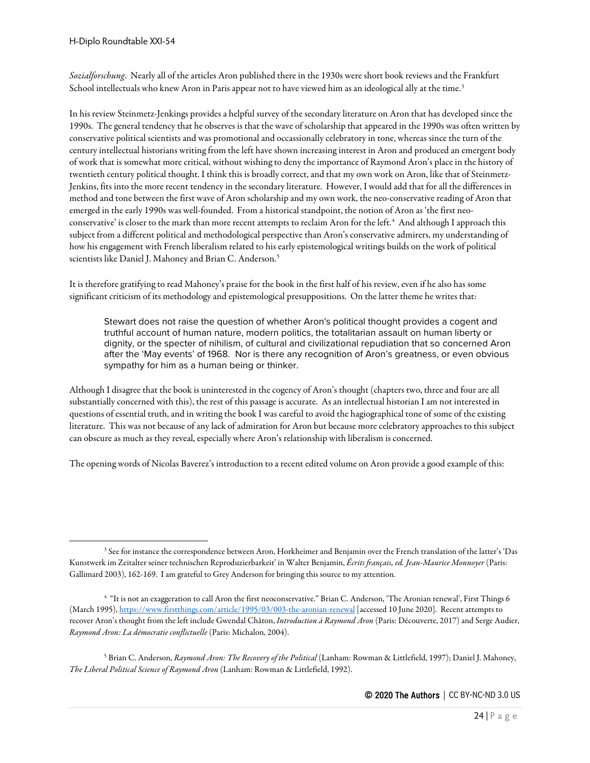*Sozialforschung*. Nearly all of the articles Aron published there in the 1930s were short book reviews and the Frankfurt School intellectuals who knew Aron in Paris appear not to have viewed him as an ideological ally at the time.[3]

In his review Steinmetz-Jenkings provides a helpful survey of the secondary literature on Aron that has developed since the 1990s. The general tendency that he observes is that the wave of scholarship that appeared in the 1990s was often written by conservative political scientists and was promotional and occassionally celebratory in tone, whereas since the turn of the century intellectual historians writing from the left have shown increasing interest in Aron and produced an emergent body of work that is somewhat more critical, without wishing to deny the importance of Raymond Aron's place in the history of twentieth century political thought. I think this is broadly correct, and that my own work on Aron, like that of Steinmetz-Jenkins, fits into the more recent tendency in the secondary literature. However, I would add that for all the differences in method and tone between the first wave of Aron scholarship and my own work, the neo-conservative reading of Aron that emerged in the early 1990s was well-founded. From a historical standpoint, the notion of Aron as 'the first neo-conservative' is closer to the mark than more recent attempts to reclaim Aron for the left.[4] And although I approach this subject from a different political and methodological perspective than Aron's conservative admirers, my understanding of how his engagement with French liberalism related to his early epistemological writings builds on the work of political scientists like Daniel J. Mahoney and Brian C. Anderson.[5]

It is therefore gratifying to read Mahoney's praise for the book in the first half of his review, even if he also has some significant criticism of its methodology and epistemological presuppositions. On the latter theme he writes that:

> Stewart does not raise the question of whether Aron's political thought provides a cogent and truthful account of human nature, modern politics, the totalitarian assault on human liberty or dignity, or the specter of nihilism, of cultural and civilizational repudiation that so concerned Aron after the 'May events' of 1968. Nor is there any recognition of Aron's greatness, or even obvious sympathy for him as a human being or thinker.

Although I disagree that the book is uninterested in the cogency of Aron's thought (chapters two, three and four are all substantially concerned with this), the rest of this passage is accurate. As an intellectual historian I am not interested in questions of essential truth, and in writing the book I was careful to avoid the hagiographical tone of some of the existing literature. This was not because of any lack of admiration for Aron but because more celebratory approaches to this subject can obscure as much as they reveal, especially where Aron's relationship with liberalism is concerned.

The opening words of Nicolas Baverez's introduction to a recent edited volume on Aron provide a good example of this:

---

[3] See for instance the correspondence between Aron, Horkheimer and Benjamin over the French translation of the latter's 'Das Kunstwerk im Zeitalter seiner technischen Reproduzierbarkeit' in Walter Benjamin, *Écrits français, ed. Jean-Maurice Monnoyer* (Paris: Gallimard 2003), 162-169. I am grateful to Grey Anderson for bringing this source to my attention.

[4] "It is not an exaggeration to call Aron the first neoconservative." Brian C. Anderson, 'The Aronian renewal', First Things 6 (March 1995), https://www.firstthings.com/article/1995/03/003-the-aronian-renewal [accessed 10 June 2020]. Recent attempts to recover Aron's thought from the left include Gwendal Châton, *Introduction à Raymond Aron* (Paris: Découverte, 2017) and Serge Audier, *Raymond Aron: La démocratie conflictuelle* (Paris: Michalon, 2004).

[5] Brian C. Anderson, *Raymond Aron: The Recovery of the Political* (Lanham: Rowman & Littlefield, 1997); Daniel J. Mahoney, *The Liberal Political Science of Raymond Aron* (Lanham: Rowman & Littlefield, 1992).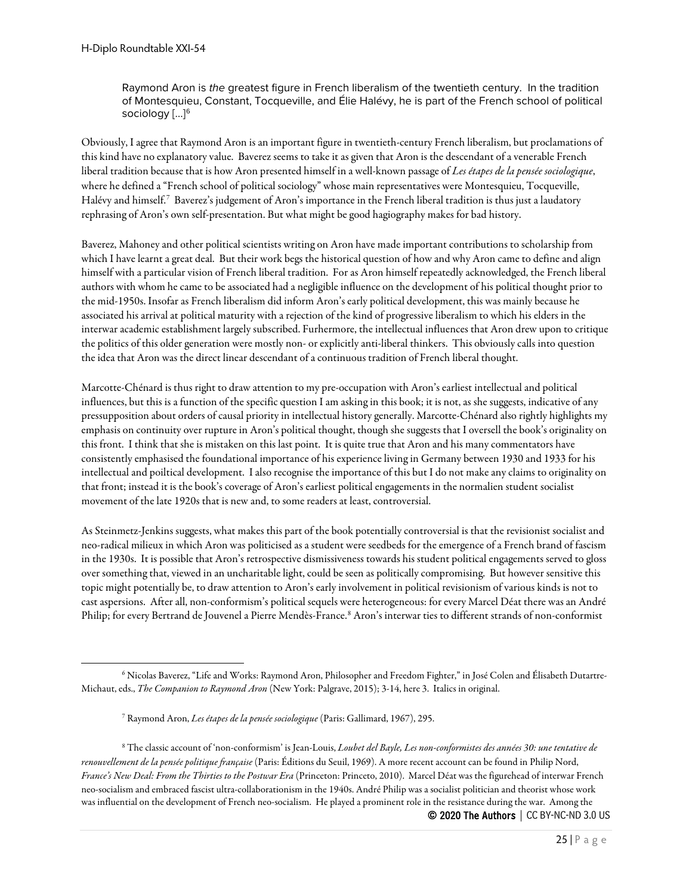> Raymond Aron is *the* greatest figure in French liberalism of the twentieth century. In the tradition of Montesquieu, Constant, Tocqueville, and Élie Halévy, he is part of the French school of political sociology […][6]

Obviously, I agree that Raymond Aron is an important figure in twentieth-century French liberalism, but proclamations of this kind have no explanatory value. Baverez seems to take it as given that Aron is the descendant of a venerable French liberal tradition because that is how Aron presented himself in a well-known passage of *Les étapes de la pensée sociologique*, where he defined a "French school of political sociology" whose main representatives were Montesquieu, Tocqueville, Halévy and himself.[7] Baverez's judgement of Aron's importance in the French liberal tradition is thus just a laudatory rephrasing of Aron's own self-presentation. But what might be good hagiography makes for bad history.

Baverez, Mahoney and other political scientists writing on Aron have made important contributions to scholarship from which I have learnt a great deal. But their work begs the historical question of how and why Aron came to define and align himself with a particular vision of French liberal tradition. For as Aron himself repeatedly acknowledged, the French liberal authors with whom he came to be associated had a negligible influence on the development of his political thought prior to the mid-1950s. Insofar as French liberalism did inform Aron's early political development, this was mainly because he associated his arrival at political maturity with a rejection of the kind of progressive liberalism to which his elders in the interwar academic establishment largely subscribed. Furhermore, the intellectual influences that Aron drew upon to critique the politics of this older generation were mostly non- or explicitly anti-liberal thinkers. This obviously calls into question the idea that Aron was the direct linear descendant of a continuous tradition of French liberal thought.

Marcotte-Chénard is thus right to draw attention to my pre-occupation with Aron's earliest intellectual and political influences, but this is a function of the specific question I am asking in this book; it is not, as she suggests, indicative of any pressupposition about orders of causal priority in intellectual history generally. Marcotte-Chénard also rightly highlights my emphasis on continuity over rupture in Aron's political thought, though she suggests that I oversell the book's originality on this front. I think that she is mistaken on this last point. It is quite true that Aron and his many commentators have consistently emphasised the foundational importance of his experience living in Germany between 1930 and 1933 for his intellectual and poiltical development. I also recognise the importance of this but I do not make any claims to originality on that front; instead it is the book's coverage of Aron's earliest political engagements in the normalien student socialist movement of the late 1920s that is new and, to some readers at least, controversial.

As Steinmetz-Jenkins suggests, what makes this part of the book potentially controversial is that the revisionist socialist and neo-radical milieux in which Aron was politicised as a student were seedbeds for the emergence of a French brand of fascism in the 1930s. It is possible that Aron's retrospective dismissiveness towards his student political engagements served to gloss over something that, viewed in an uncharitable light, could be seen as politically compromising. But however sensitive this topic might potentially be, to draw attention to Aron's early involvement in political revisionism of various kinds is not to cast aspersions. After all, non-conformism's political sequels were heterogeneous: for every Marcel Déat there was an André Philip; for every Bertrand de Jouvenel a Pierre Mendès-France.[8] Aron's interwar ties to different strands of non-conformist

---

[6] Nicolas Baverez, "Life and Works: Raymond Aron, Philosopher and Freedom Fighter," in José Colen and Élisabeth Dutartre-Michaut, eds., *The Companion to Raymond Aron* (New York: Palgrave, 2015); 3-14, here 3. Italics in original.

[7] Raymond Aron, *Les étapes de la pensée sociologique* (Paris: Gallimard, 1967), 295.

[8] The classic account of 'non-conformism' is Jean-Louis, *Loubet del Bayle, Les non-conformistes des années 30: une tentative de renouvellement de la pensée politique française* (Paris: Éditions du Seuil, 1969). A more recent account can be found in Philip Nord, *France's New Deal: From the Thirties to the Postwar Era* (Princeton: Princeto, 2010). Marcel Déat was the figurehead of interwar French neo-socialism and embraced fascist ultra-collaborationism in the 1940s. André Philip was a socialist politician and theorist whose work was influential on the development of French neo-socialism. He played a prominent role in the resistance during the war. Among the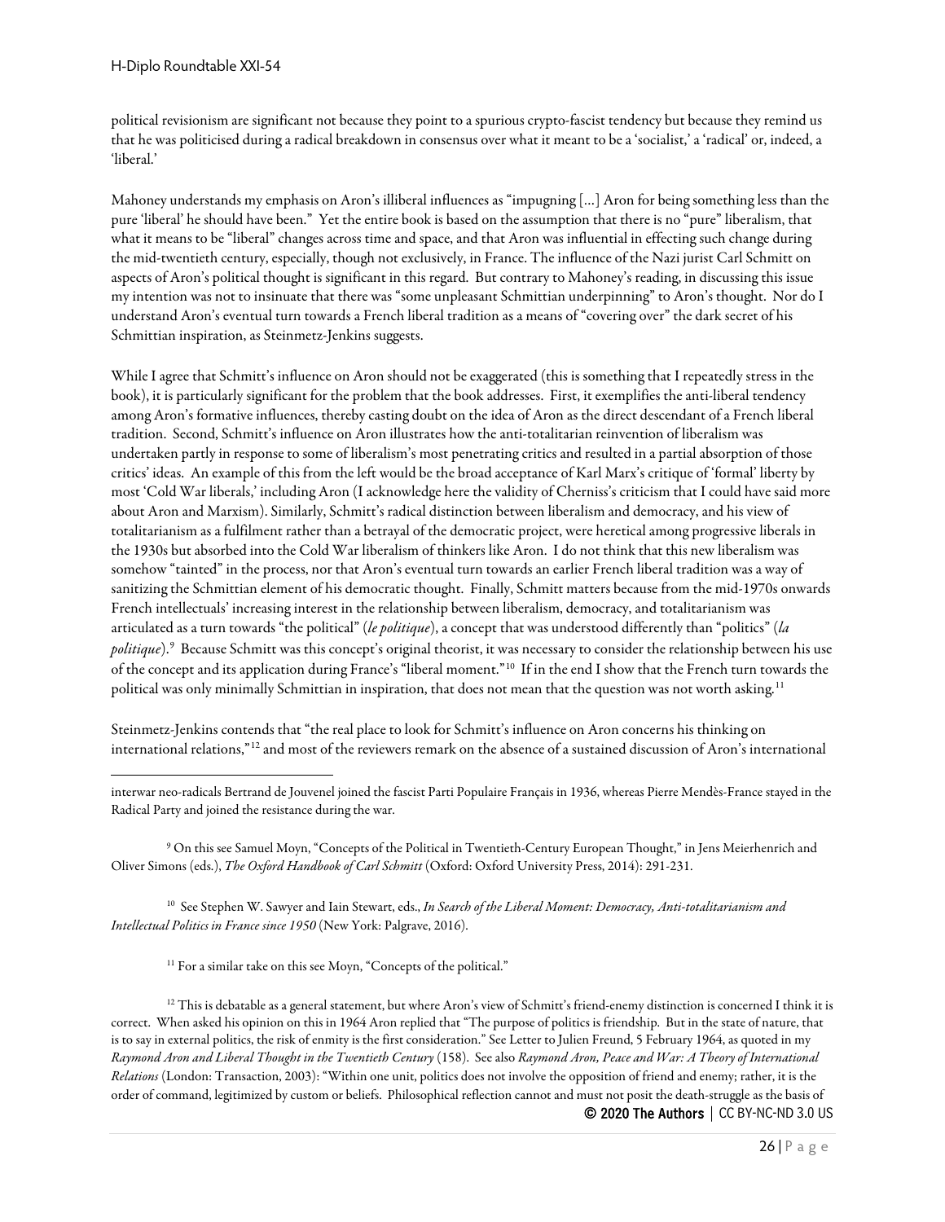political revisionism are significant not because they point to a spurious crypto-fascist tendency but because they remind us that he was politicised during a radical breakdown in consensus over what it meant to be a 'socialist,' a 'radical' or, indeed, a 'liberal.'

Mahoney understands my emphasis on Aron's illiberal influences as "impugning […] Aron for being something less than the pure 'liberal' he should have been." Yet the entire book is based on the assumption that there is no "pure" liberalism, that what it means to be "liberal" changes across time and space, and that Aron was influential in effecting such change during the mid-twentieth century, especially, though not exclusively, in France. The influence of the Nazi jurist Carl Schmitt on aspects of Aron's political thought is significant in this regard. But contrary to Mahoney's reading, in discussing this issue my intention was not to insinuate that there was "some unpleasant Schmittian underpinning" to Aron's thought. Nor do I understand Aron's eventual turn towards a French liberal tradition as a means of "covering over" the dark secret of his Schmittian inspiration, as Steinmetz-Jenkins suggests.

While I agree that Schmitt's influence on Aron should not be exaggerated (this is something that I repeatedly stress in the book), it is particularly significant for the problem that the book addresses. First, it exemplifies the anti-liberal tendency among Aron's formative influences, thereby casting doubt on the idea of Aron as the direct descendant of a French liberal tradition. Second, Schmitt's influence on Aron illustrates how the anti-totalitarian reinvention of liberalism was undertaken partly in response to some of liberalism's most penetrating critics and resulted in a partial absorption of those critics' ideas. An example of this from the left would be the broad acceptance of Karl Marx's critique of 'formal' liberty by most 'Cold War liberals,' including Aron (I acknowledge here the validity of Cherniss's criticism that I could have said more about Aron and Marxism). Similarly, Schmitt's radical distinction between liberalism and democracy, and his view of totalitarianism as a fulfilment rather than a betrayal of the democratic project, were heretical among progressive liberals in the 1930s but absorbed into the Cold War liberalism of thinkers like Aron. I do not think that this new liberalism was somehow "tainted" in the process, nor that Aron's eventual turn towards an earlier French liberal tradition was a way of sanitizing the Schmittian element of his democratic thought. Finally, Schmitt matters because from the mid-1970s onwards French intellectuals' increasing interest in the relationship between liberalism, democracy, and totalitarianism was articulated as a turn towards "the political" (*le politique*), a concept that was understood differently than "politics" (*la politique*).[9] Because Schmitt was this concept's original theorist, it was necessary to consider the relationship between his use of the concept and its application during France's "liberal moment."[10] If in the end I show that the French turn towards the political was only minimally Schmittian in inspiration, that does not mean that the question was not worth asking.[11]

Steinmetz-Jenkins contends that "the real place to look for Schmitt's influence on Aron concerns his thinking on international relations,"[12] and most of the reviewers remark on the absence of a sustained discussion of Aron's international

---

interwar neo-radicals Bertrand de Jouvenel joined the fascist Parti Populaire Français in 1936, whereas Pierre Mendès-France stayed in the Radical Party and joined the resistance during the war.

[9] On this see Samuel Moyn, "Concepts of the Political in Twentieth-Century European Thought," in Jens Meierhenrich and Oliver Simons (eds.), *The Oxford Handbook of Carl Schmitt* (Oxford: Oxford University Press, 2014): 291-231.

[10] See Stephen W. Sawyer and Iain Stewart, eds., *In Search of the Liberal Moment: Democracy, Anti-totalitarianism and Intellectual Politics in France since 1950* (New York: Palgrave, 2016).

[11] For a similar take on this see Moyn, "Concepts of the political."

[12] This is debatable as a general statement, but where Aron's view of Schmitt's friend-enemy distinction is concerned I think it is correct. When asked his opinion on this in 1964 Aron replied that "The purpose of politics is friendship. But in the state of nature, that is to say in external politics, the risk of enmity is the first consideration." See Letter to Julien Freund, 5 February 1964, as quoted in my *Raymond Aron and Liberal Thought in the Twentieth Century* (158). See also *Raymond Aron, Peace and War: A Theory of International Relations* (London: Transaction, 2003): "Within one unit, politics does not involve the opposition of friend and enemy; rather, it is the order of command, legitimized by custom or beliefs. Philosophical reflection cannot and must not posit the death-struggle as the basis of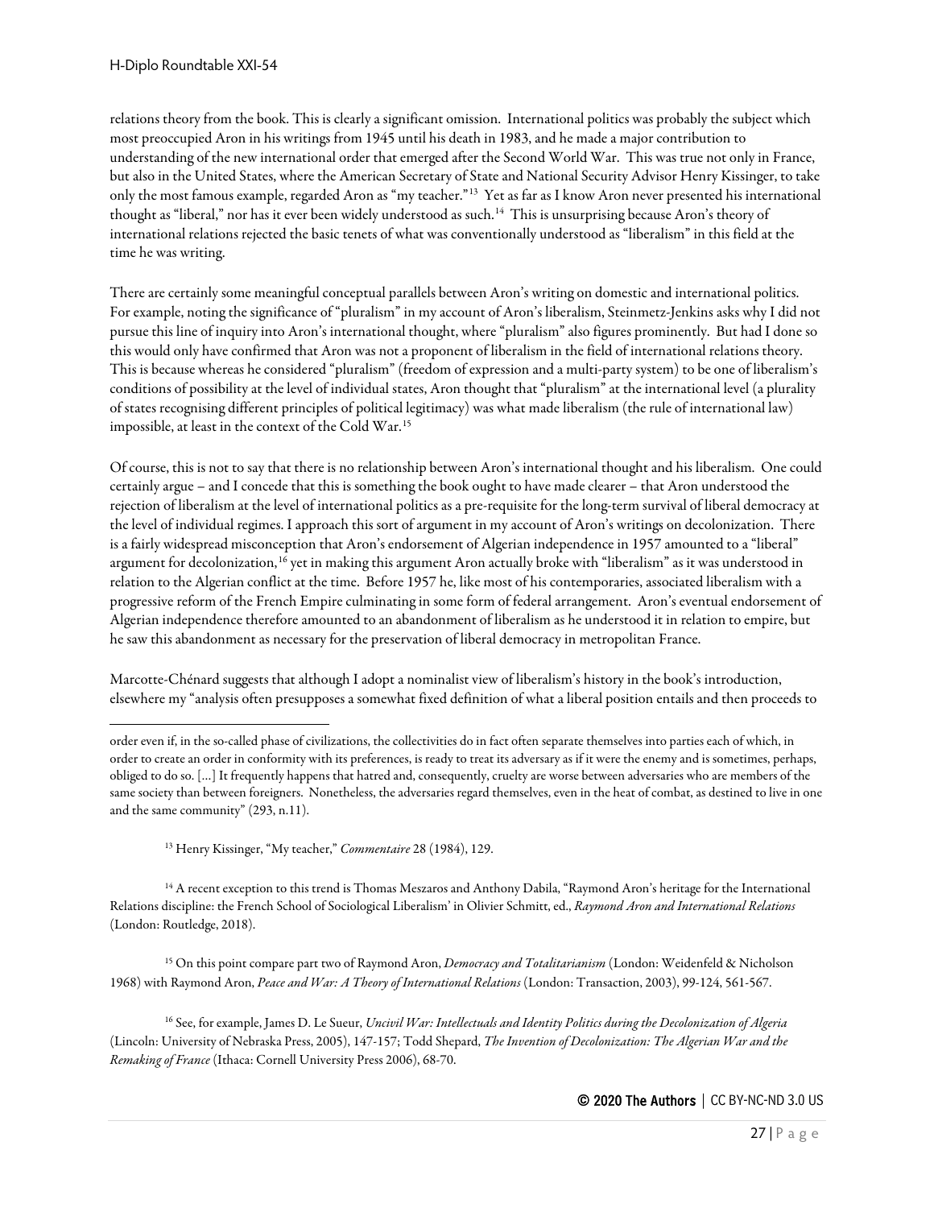relations theory from the book. This is clearly a significant omission. International politics was probably the subject which most preoccupied Aron in his writings from 1945 until his death in 1983, and he made a major contribution to understanding of the new international order that emerged after the Second World War. This was true not only in France, but also in the United States, where the American Secretary of State and National Security Advisor Henry Kissinger, to take only the most famous example, regarded Aron as "my teacher."[13] Yet as far as I know Aron never presented his international thought as "liberal," nor has it ever been widely understood as such.[14] This is unsurprising because Aron's theory of international relations rejected the basic tenets of what was conventionally understood as "liberalism" in this field at the time he was writing.

There are certainly some meaningful conceptual parallels between Aron's writing on domestic and international politics. For example, noting the significance of "pluralism" in my account of Aron's liberalism, Steinmetz-Jenkins asks why I did not pursue this line of inquiry into Aron's international thought, where "pluralism" also figures prominently. But had I done so this would only have confirmed that Aron was not a proponent of liberalism in the field of international relations theory. This is because whereas he considered "pluralism" (freedom of expression and a multi-party system) to be one of liberalism's conditions of possibility at the level of individual states, Aron thought that "pluralism" at the international level (a plurality of states recognising different principles of political legitimacy) was what made liberalism (the rule of international law) impossible, at least in the context of the Cold War.[15]

Of course, this is not to say that there is no relationship between Aron's international thought and his liberalism. One could certainly argue – and I concede that this is something the book ought to have made clearer – that Aron understood the rejection of liberalism at the level of international politics as a pre-requisite for the long-term survival of liberal democracy at the level of individual regimes. I approach this sort of argument in my account of Aron's writings on decolonization. There is a fairly widespread misconception that Aron's endorsement of Algerian independence in 1957 amounted to a "liberal" argument for decolonization,[16] yet in making this argument Aron actually broke with "liberalism" as it was understood in relation to the Algerian conflict at the time. Before 1957 he, like most of his contemporaries, associated liberalism with a progressive reform of the French Empire culminating in some form of federal arrangement. Aron's eventual endorsement of Algerian independence therefore amounted to an abandonment of liberalism as he understood it in relation to empire, but he saw this abandonment as necessary for the preservation of liberal democracy in metropolitan France.

Marcotte-Chénard suggests that although I adopt a nominalist view of liberalism's history in the book's introduction, elsewhere my "analysis often presupposes a somewhat fixed definition of what a liberal position entails and then proceeds to

---

order even if, in the so-called phase of civilizations, the collectivities do in fact often separate themselves into parties each of which, in order to create an order in conformity with its preferences, is ready to treat its adversary as if it were the enemy and is sometimes, perhaps, obliged to do so. […] It frequently happens that hatred and, consequently, cruelty are worse between adversaries who are members of the same society than between foreigners. Nonetheless, the adversaries regard themselves, even in the heat of combat, as destined to live in one and the same community" (293, n.11).

[13] Henry Kissinger, "My teacher," *Commentaire* 28 (1984), 129.

[14] A recent exception to this trend is Thomas Meszaros and Anthony Dabila, "Raymond Aron's heritage for the International Relations discipline: the French School of Sociological Liberalism' in Olivier Schmitt, ed., *Raymond Aron and International Relations* (London: Routledge, 2018).

[15] On this point compare part two of Raymond Aron, *Democracy and Totalitarianism* (London: Weidenfeld & Nicholson 1968) with Raymond Aron, *Peace and War: A Theory of International Relations* (London: Transaction, 2003), 99-124, 561-567.

[16] See, for example, James D. Le Sueur, *Uncivil War: Intellectuals and Identity Politics during the Decolonization of Algeria* (Lincoln: University of Nebraska Press, 2005), 147-157; Todd Shepard, *The Invention of Decolonization: The Algerian War and the Remaking of France* (Ithaca: Cornell University Press 2006), 68-70.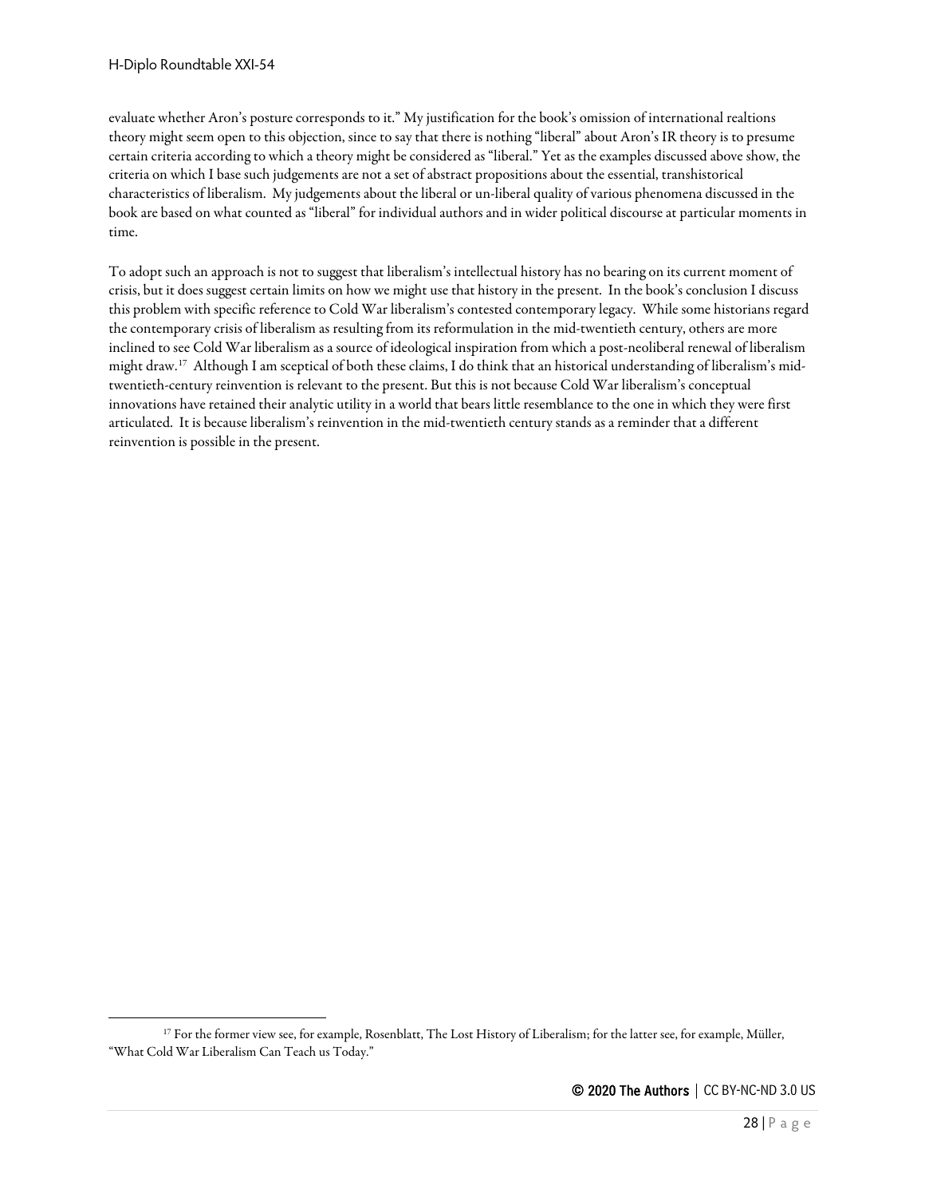evaluate whether Aron's posture corresponds to it." My justification for the book's omission of international realtions theory might seem open to this objection, since to say that there is nothing "liberal" about Aron's IR theory is to presume certain criteria according to which a theory might be considered as "liberal." Yet as the examples discussed above show, the criteria on which I base such judgements are not a set of abstract propositions about the essential, transhistorical characteristics of liberalism. My judgements about the liberal or un-liberal quality of various phenomena discussed in the book are based on what counted as "liberal" for individual authors and in wider political discourse at particular moments in time.

To adopt such an approach is not to suggest that liberalism's intellectual history has no bearing on its current moment of crisis, but it does suggest certain limits on how we might use that history in the present. In the book's conclusion I discuss this problem with specific reference to Cold War liberalism's contested contemporary legacy. While some historians regard the contemporary crisis of liberalism as resulting from its reformulation in the mid-twentieth century, others are more inclined to see Cold War liberalism as a source of ideological inspiration from which a post-neoliberal renewal of liberalism might draw.[17] Although I am sceptical of both these claims, I do think that an historical understanding of liberalism's mid-twentieth-century reinvention is relevant to the present. But this is not because Cold War liberalism's conceptual innovations have retained their analytic utility in a world that bears little resemblance to the one in which they were first articulated. It is because liberalism's reinvention in the mid-twentieth century stands as a reminder that a different reinvention is possible in the present.

[17] For the former view see, for example, Rosenblatt, The Lost History of Liberalism; for the latter see, for example, Müller, "What Cold War Liberalism Can Teach us Today."